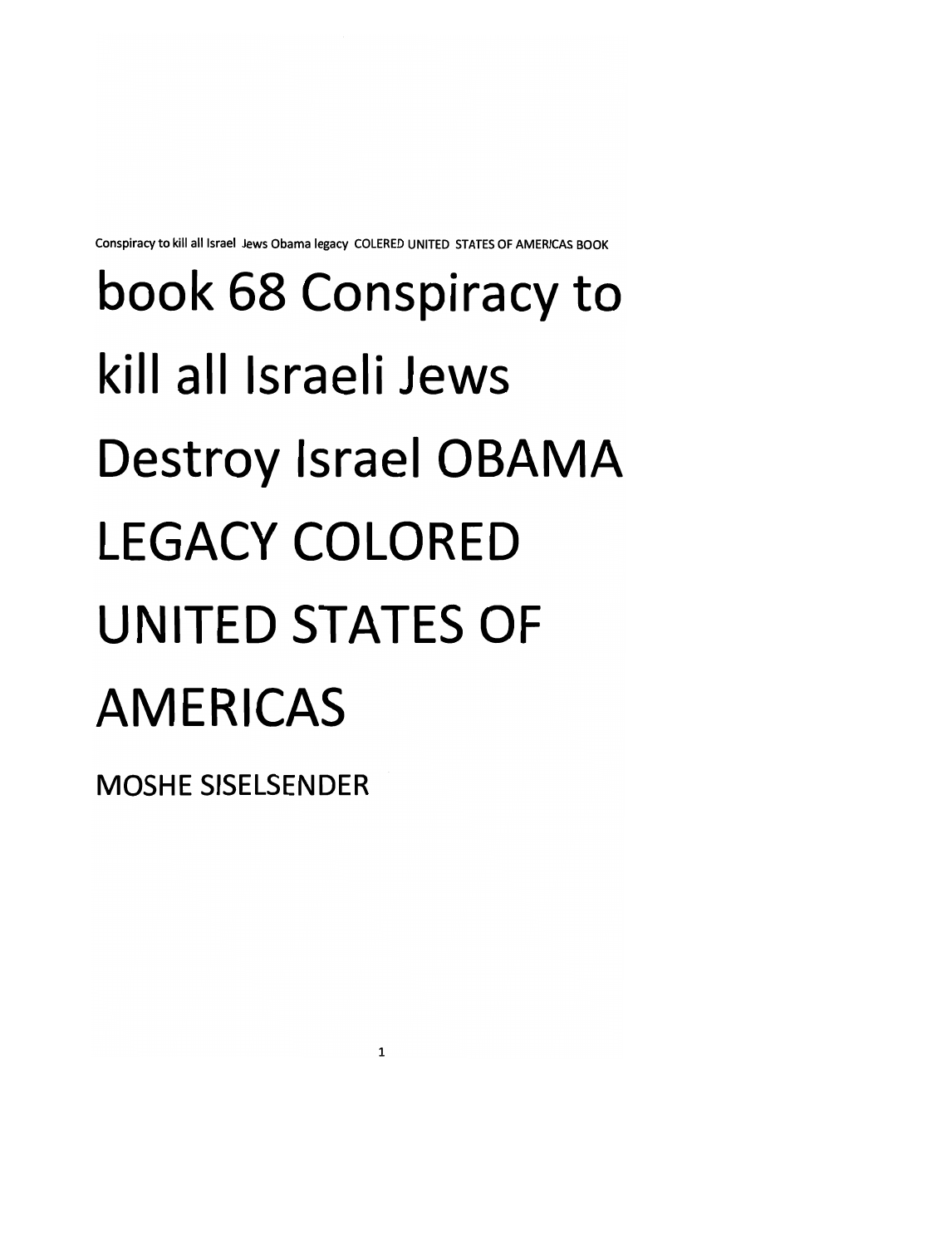# book 68 Conspiracy to kill all Israeli Jews Destroy Israel OBAMA LEGACY COLORED UNITED STATES OF AMERICAS

MOSHE SISELSENDER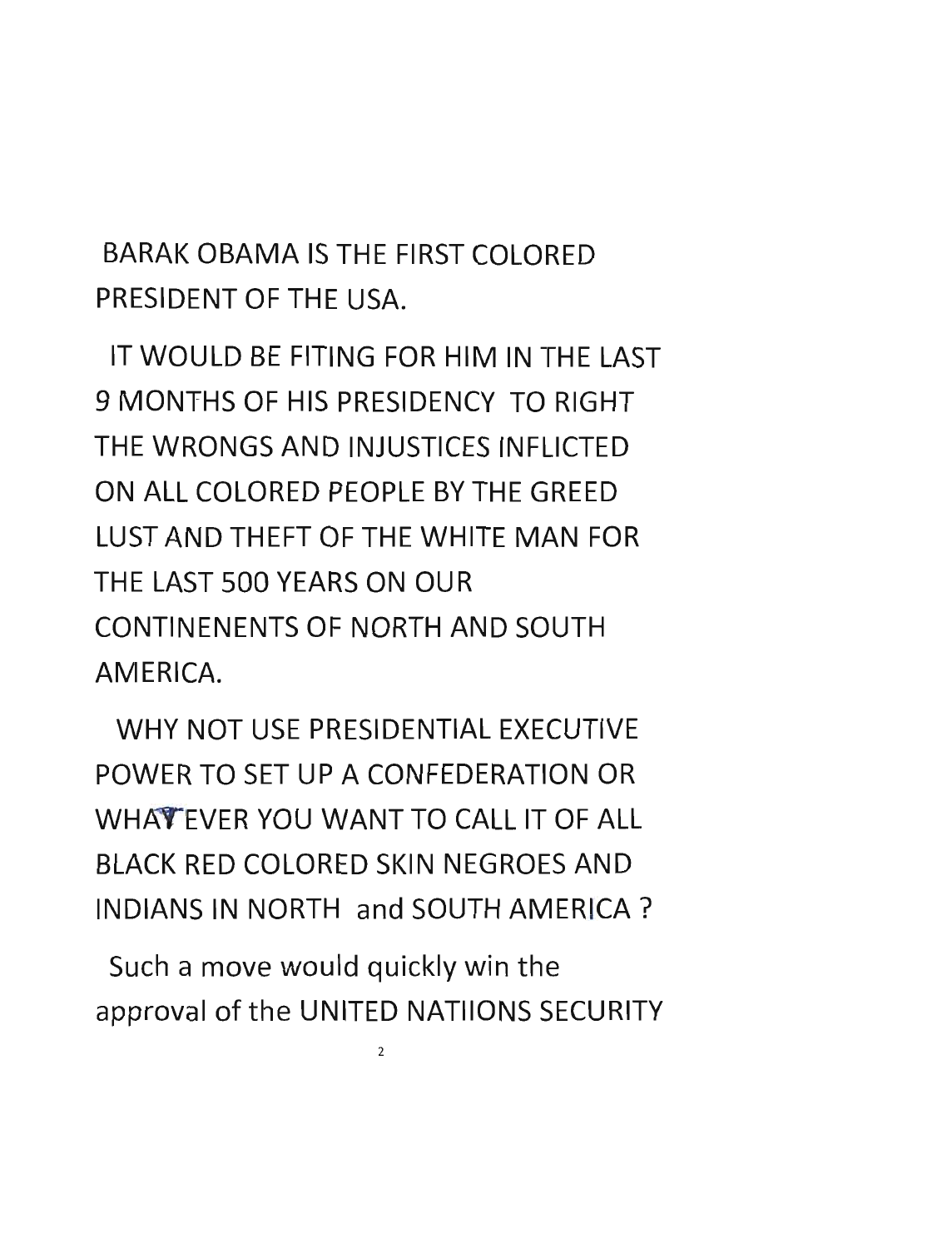BARAK OBAMA IS THE FIRST COLORED PRESIDENT OF THE USA.

IT WOULD BE FITING FOR HIM IN THE LAST 9 MONTHS OF HIS PRESIDENCY TO RIGHT THE WRONGS AND INJUSTICES INFLICTED ON ALL COLORED PEOPLE BY THE GREED LUST AND THEFT OF THE WHITE MAN FOR THE LAST 500 YEARS ON OUR CONTINENENTS OF NORTH AND SOUTH AMERICA.

WHY NOT USE PRESIDENTIAL EXECUTIVE POWER TO SET UP A CONFEDERATION OR WHATEVER YOU WANT TO CALL IT OF ALL BLACK RED COLORED SKIN NEGROES AND INDIANS IN NORTH and SOUTH AMERICA ?

Such a move would quickly win the approval of the UNITED NATIIONS SECURITY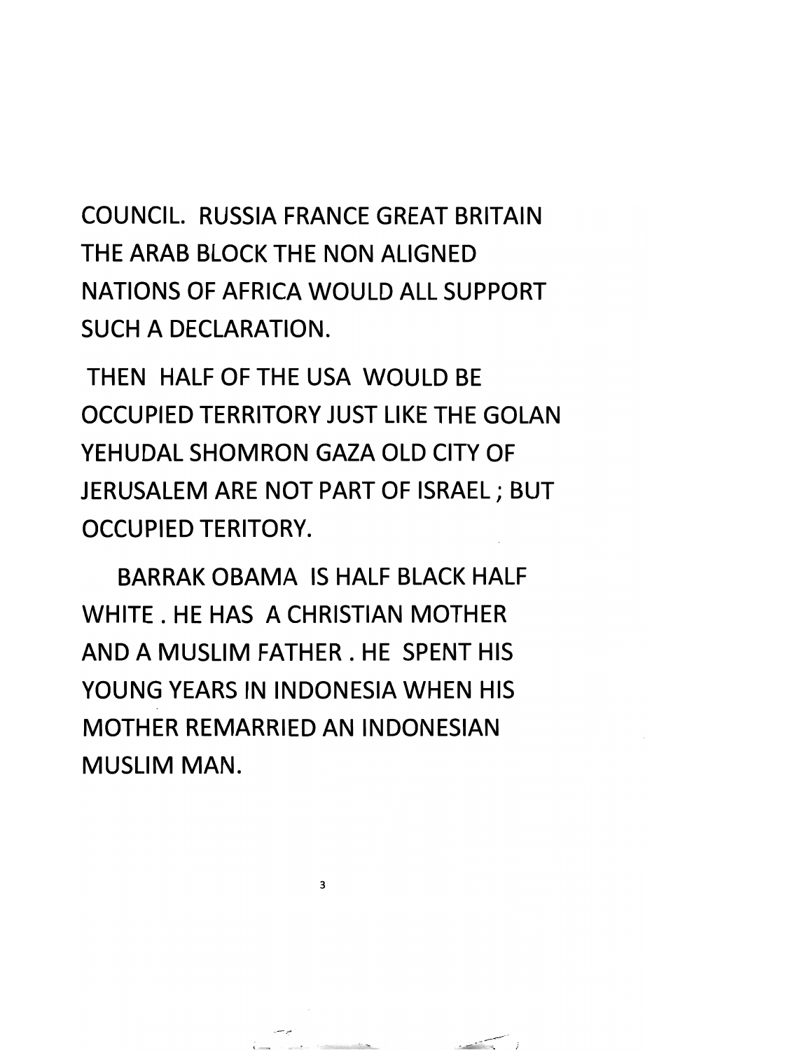COUNCIL. RUSSIA FRANCE GREAT BRITAIN THE ARAB BLOCK THE NON ALIGNED NATIONS OF AFRICA WOULD ALL SUPPORT SUCH A DECLARATION.

THEN HALF OF THE USA WOULD BE OCCUPIED TERRITORY JUST LIKE THE GOLAN YEHUDAL SHOMRON GAZA OLD CITY OF JERUSALEM ARE NOT PART OF ISRAEL ; BUT OCCUPIED TERITORY.

BARRAK OBAMA IS HALF BLACK HALF WHITE . HE HAS A CHRISTIAN MOTHER AND A MUSLIM FATHER . HE SPENT HIS YOUNG YEARS IN INDONESIA WHEN HIS MOTHER REMARRIED AN INDONESIAN MUSLIM MAN.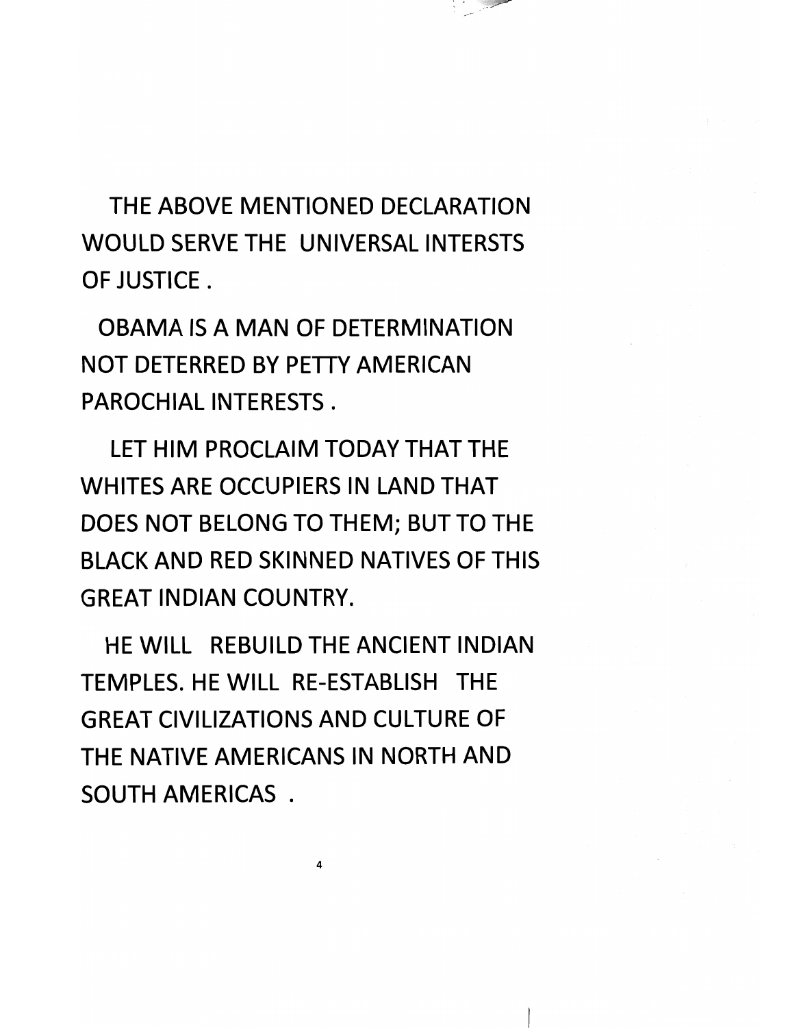THE ABOVE MENTIONED DECLARATION WOULD SERVE THE UNIVERSAL INTERSTS OF JUSTICE .

OBAMA IS A MAN OF DETERMINATION NOT DETERRED BY PETTY AMERICAN PAROCHIAL INTERESTS .

LET HIM PROCLAIM TODAY THAT THE WHITES ARE OCCUPIERS IN LAND THAT DOES NOT BELONG TO THEM; BUT TO THE BLACK AND RED SKINNED NATIVES OF THIS GREAT INDIAN COUNTRY.

HE WILL REBUILD THE ANCIENT INDIAN TEMPLES. HE WILL RE-ESTABLISH THE GREAT CIVILIZATIONS AND CULTURE OF THE NATIVE AMERICANS IN NORTH AND SOUTH AMERICAS .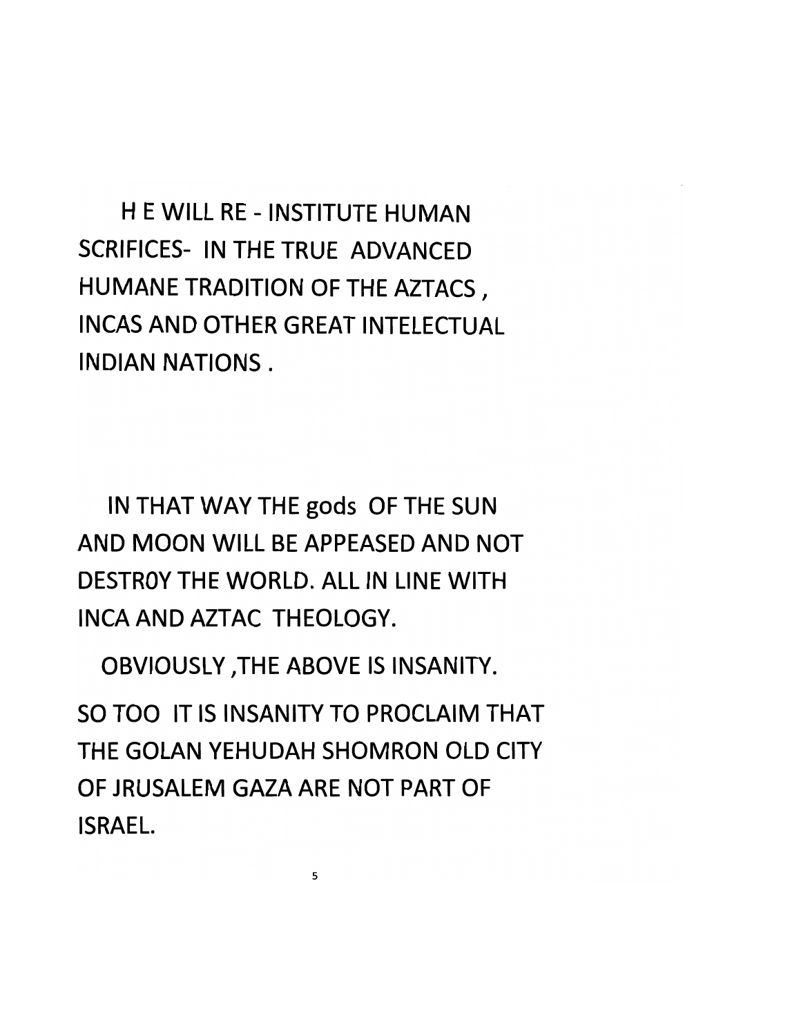H E WILL RE - INSTITUTE HUMAN SCRIFICES- IN THE TRUE ADVANCED HUMANE TRADITION OF THE AZTACS , INCAS AND OTHER GREAT INTELECTUAL INDIAN NATIONS .

IN THAT WAY THE gods OF THE SUN AND MOON WILL BE APPEASED AND NOT DESTR0Y THE WORLD. ALL IN LINE WITH INCA AND AZTAC THEOLOGY.

OBVIOUSLY ,THE ABOVE IS INSANITY.

SO TOO IT IS INSANITY TO PROCLAIM THAT THE GOLAN YEHUDAH SHOMRON OLD CITY OF JRUSALEM GAZA ARE NOT PART OF ISRAEL.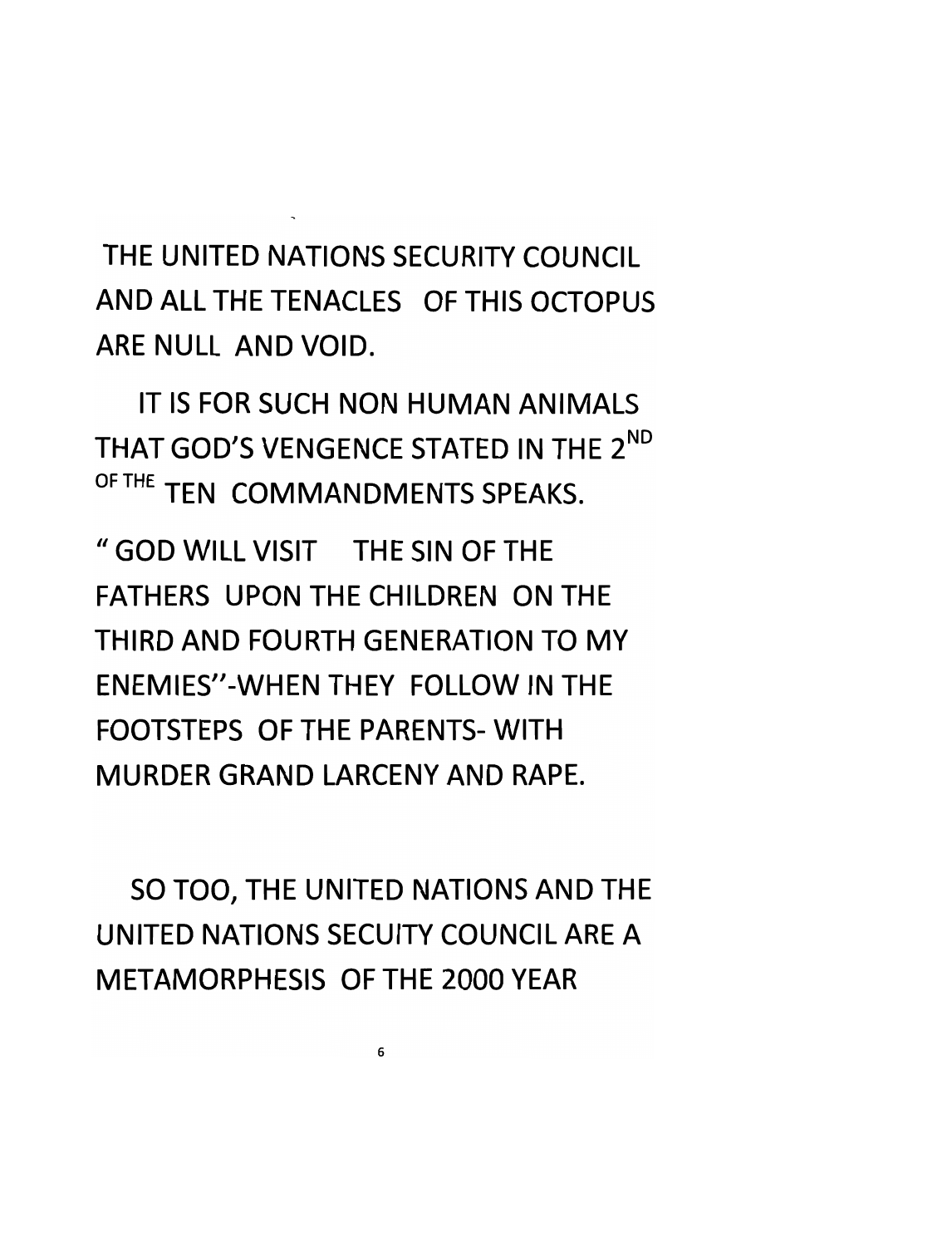THE UNITED NATIONS SECURITY COUNCIL AND ALL THE TENACLES OF THIS OCTOPUS ARE NULL AND VOID.

IT IS FOR SUCH NON HUMAN ANIMALS THAT GOD'S VENGENCE STATED IN THE 2ND OF THE TEN COMMANDMENTS SPEAKS.

" GOD WILL VISIT THE SIN OF THE FATHERS UPON THE CHILDREN ON THE THIRD AND FOURTH GENERATION TO MY ENEMIES''-WHEN THEY FOLLOW IN THE FOOTSTEPS OF THE PARENTS- WITH MURDER GRAND LARCENY AND RAPE.

SO TOO, THE UNITED NATIONS AND THE UNITED NATIONS SECUITY COUNCIL ARE A METAMORPHESIS OF THE 2000 YEAR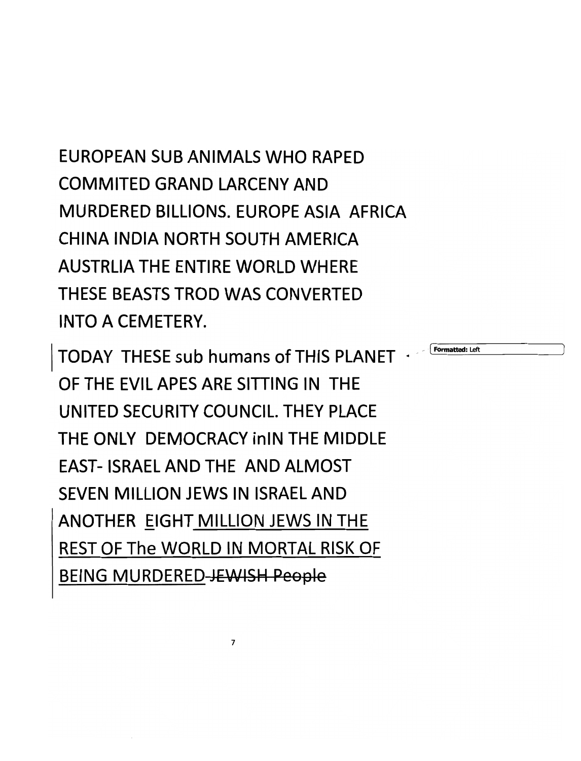EUROPEAN SUB ANIMALS WHO RAPED COMMITED GRAND LARCENY AND MURDERED BILLIONS. EUROPE ASIA AFRICA CHINA INDIA NORTH SOUTH AMERICA AUSTRLIA THE ENTIRE WORLD WHERE THESE BEASTS TROD WAS CONVERTED INTO A CEMETERY.

TODAY THESE sub humans of THIS PLANET OF THE EVIL APES ARE SITTING IN THE UNITED SECURITY COUNCIL. THEY PLACE THE ONLY DEMOCRACY inIN THE MIDDLE EAST- ISRAEL AND THE AND ALMOST SEVEN MILLION JEWS IN ISRAEL AND ANOTHER EIGHT MILLION JEWS IN THE REST OF The WORLD IN MORTAL RISK OF BEING MURDERED ~~JEWISH People~~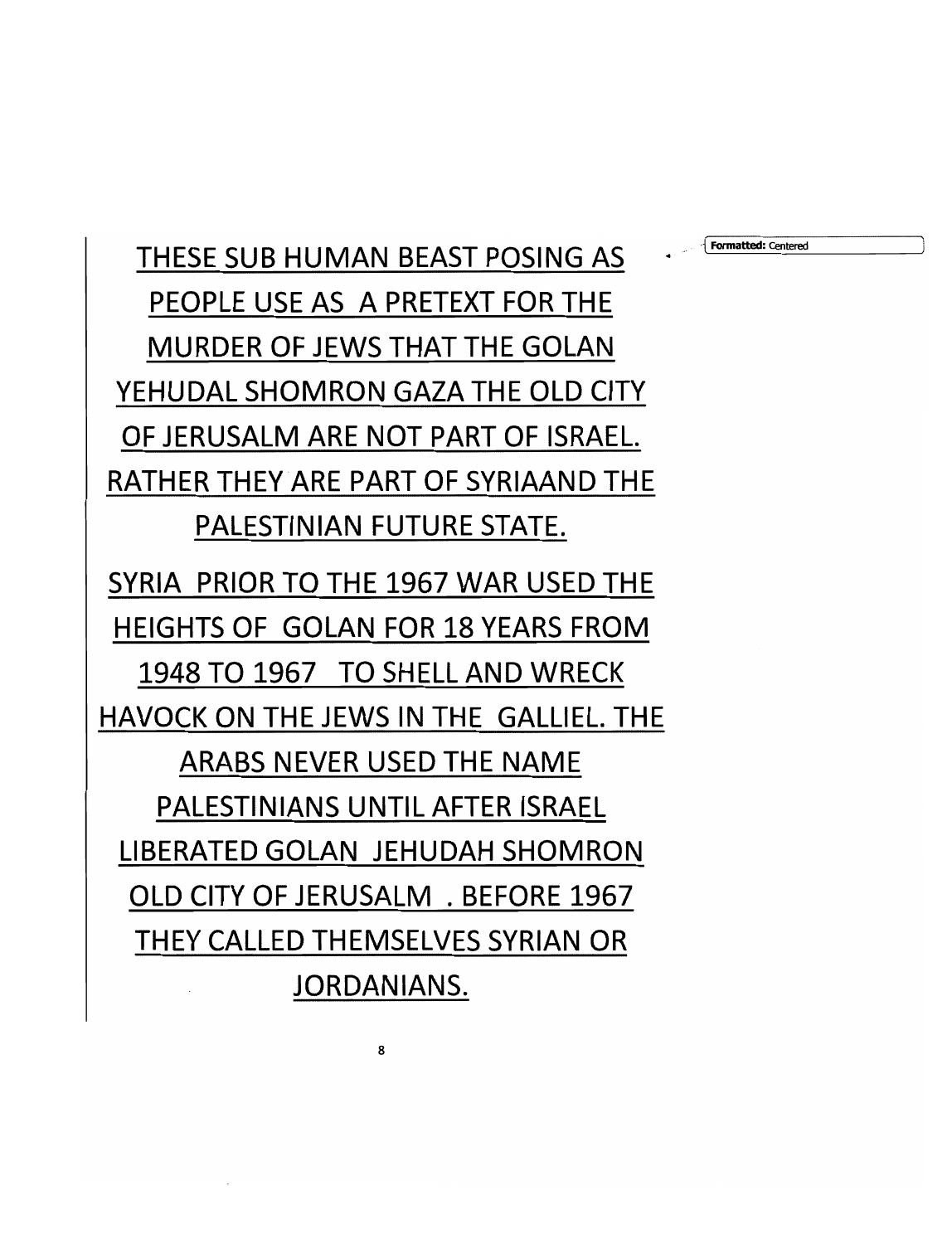THESE SUB HUMAN BEAST POSING AS PEOPLE USE AS A PRETEXT FOR THE MURDER OF JEWS THAT THE GOLAN YEHUDAL SHOMRON GAZA THE OLD CITY OF JERUSALM ARE NOT PART OF ISRAEL. RATHER THEY ARE PART OF SYRIAAND THE PALESTINIAN FUTURE STATE.

SYRIA PRIOR TO THE 1967 WAR USED THE HEIGHTS OF GOLAN FOR 18 YEARS FROM 1948 TO 1967 TO SHELL AND WRECK HAVOCK ON THE JEWS IN THE GALLIEL. THE ARABS NEVER USED THE NAME PALESTINIANS UNTIL AFTER ISRAEL LIBERATED GOLAN JEHUDAH SHOMRON OLD CITY OF JERUSALM . BEFORE 1967 THEY CALLED THEMSELVES SYRIAN OR JORDANIANS.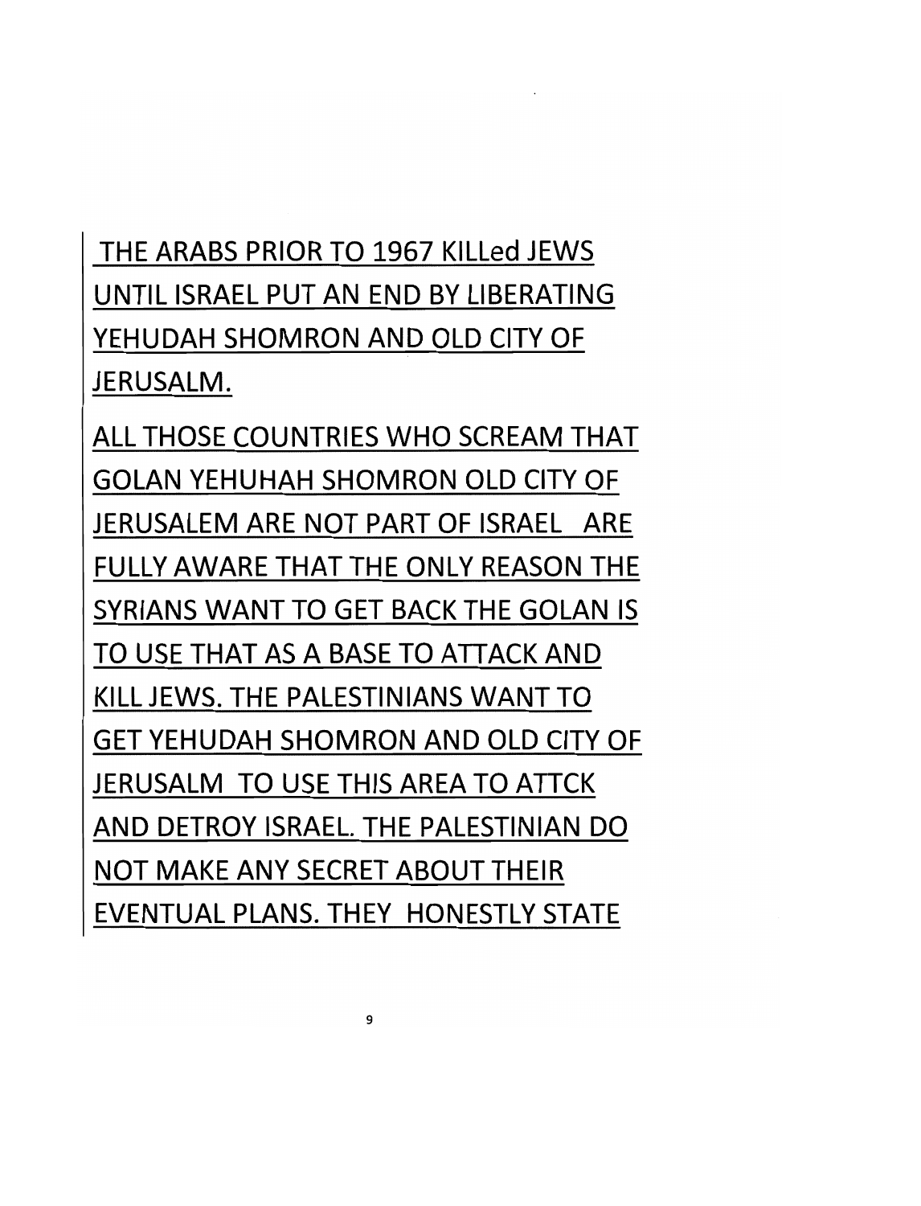THE ARABS PRIOR TO 1967 KILLed JEWS UNTIL ISRAEL PUT AN END BY LIBERATING YEHUDAH SHOMRON AND OLD CITY OF JERUSALM.

ALL THOSE COUNTRIES WHO SCREAM THAT GOLAN YEHUHAH SHOMRON OLD CITY OF JERUSALEM ARE NOT PART OF ISRAEL ARE FULLY AWARE THAT THE ONLY REASON THE SYRIANS WANT TO GET BACK THE GOLAN IS TO USE THAT AS A BASE TO ATTACK AND KILL JEWS. THE PALESTINIANS WANT TO GET YEHUDAH SHOMRON AND OLD CITY OF JERUSALM TO USE THIS AREA TO ATTCK AND DETROY ISRAEL. THE PALESTINIAN DO NOT MAKE ANY SECRET ABOUT THEIR EVENTUAL PLANS. THEY HONESTLY STATE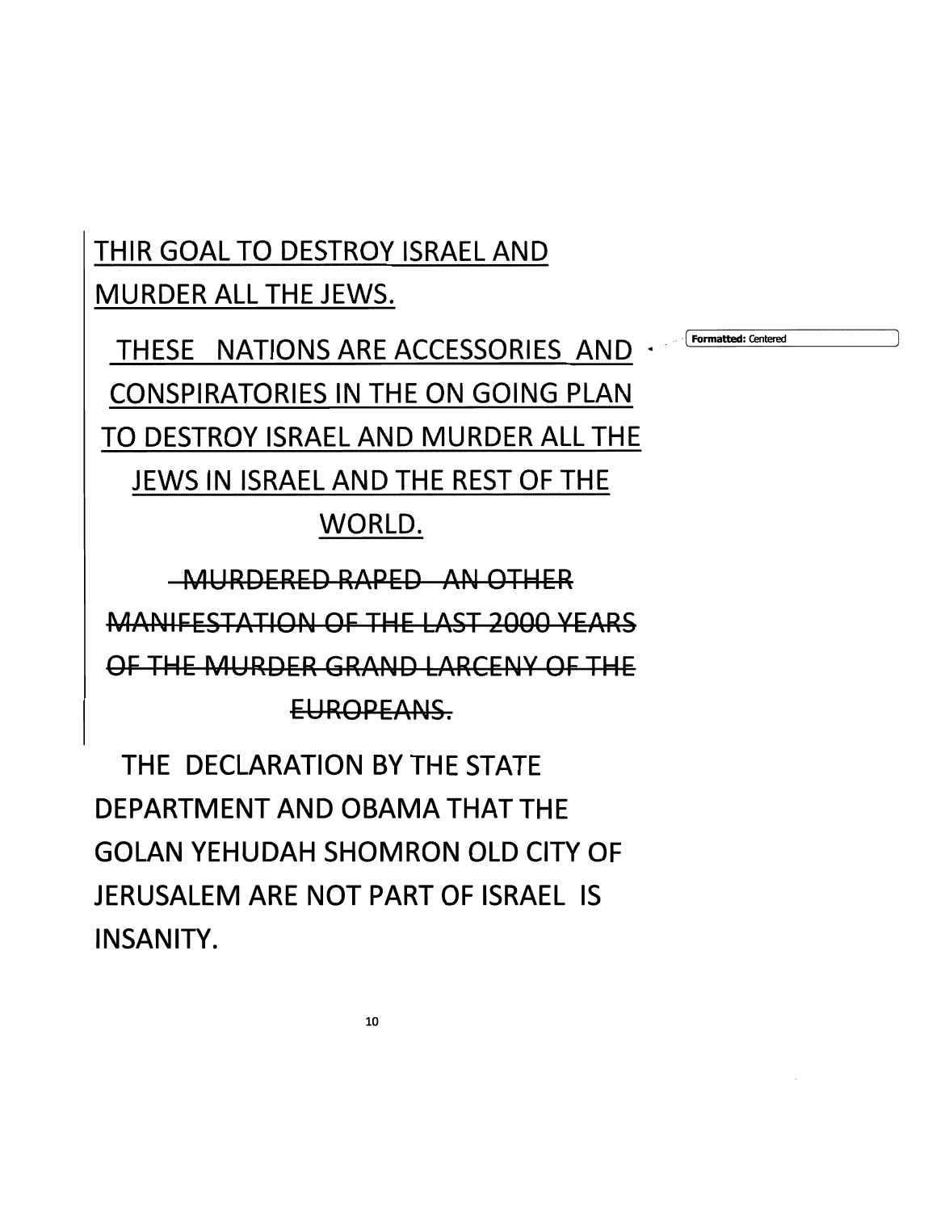<u>THIR GOAL TO DESTROY ISRAEL AND MURDER ALL THE JEWS.</u>

<u>THESE NATIONS ARE ACCESSORIES AND CONSPIRATORIES IN THE ON GOING PLAN TO DESTROY ISRAEL AND MURDER ALL THE JEWS IN ISRAEL AND THE REST OF THE WORLD.</u>

~~MURDERED RAPED AN OTHER MANIFESTATION OF THE LAST 2000 YEARS OF THE MURDER GRAND LARCENY OF THE EUROPEANS.~~

THE DECLARATION BY THE STATE DEPARTMENT AND OBAMA THAT THE GOLAN YEHUDAH SHOMRON OLD CITY OF JERUSALEM ARE NOT PART OF ISRAEL IS INSANITY.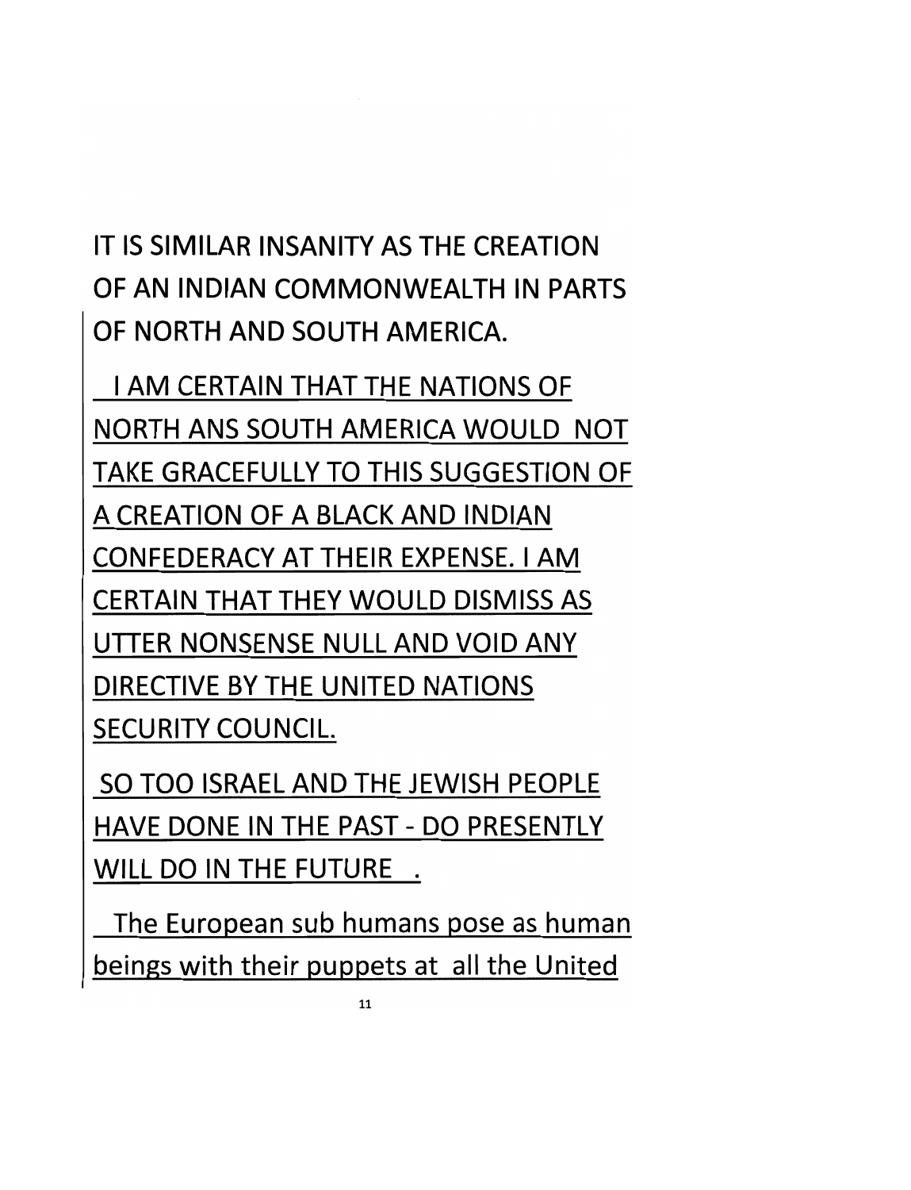IT IS SIMILAR INSANITY AS THE CREATION OF AN INDIAN COMMONWEALTH IN PARTS OF NORTH AND SOUTH AMERICA.

I AM CERTAIN THAT THE NATIONS OF NORTH ANS SOUTH AMERICA WOULD NOT TAKE GRACEFULLY TO THIS SUGGESTION OF A CREATION OF A BLACK AND INDIAN CONFEDERACY AT THEIR EXPENSE. I AM CERTAIN THAT THEY WOULD DISMISS AS UTTER NONSENSE NULL AND VOID ANY DIRECTIVE BY THE UNITED NATIONS SECURITY COUNCIL.

SO TOO ISRAEL AND THE JEWISH PEOPLE HAVE DONE IN THE PAST - DO PRESENTLY WILL DO IN THE FUTURE .

The European sub humans pose as human beings with their puppets at all the United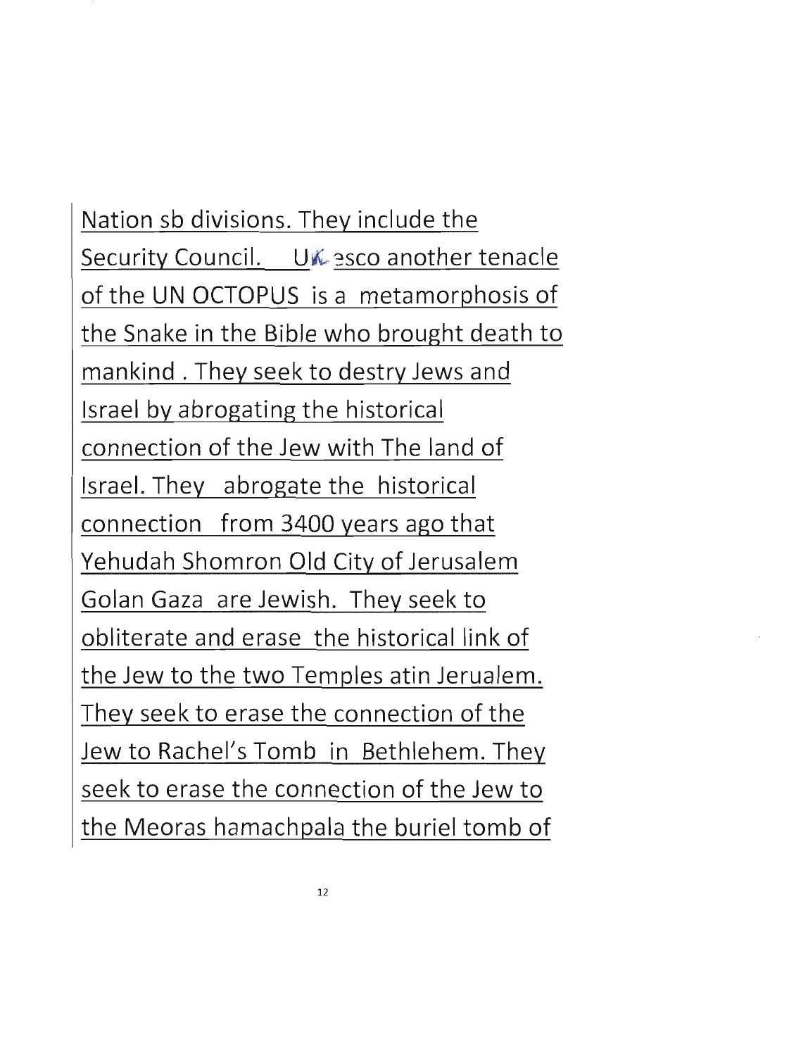Nation sb divisions. They include the Security Council. Unesco another tenacle of the UN OCTOPUS is a metamorphosis of the Snake in the Bible who brought death to mankind . They seek to destry Jews and Israel by abrogating the historical connection of the Jew with The land of Israel. They abrogate the historical connection from 3400 years ago that Yehudah Shomron Old City of Jerusalem Golan Gaza are Jewish. They seek to obliterate and erase the historical link of the Jew to the two Temples atin Jerualem. They seek to erase the connection of the Jew to Rachel's Tomb in Bethlehem. They seek to erase the connection of the Jew to the Meoras hamachpala the buriel tomb of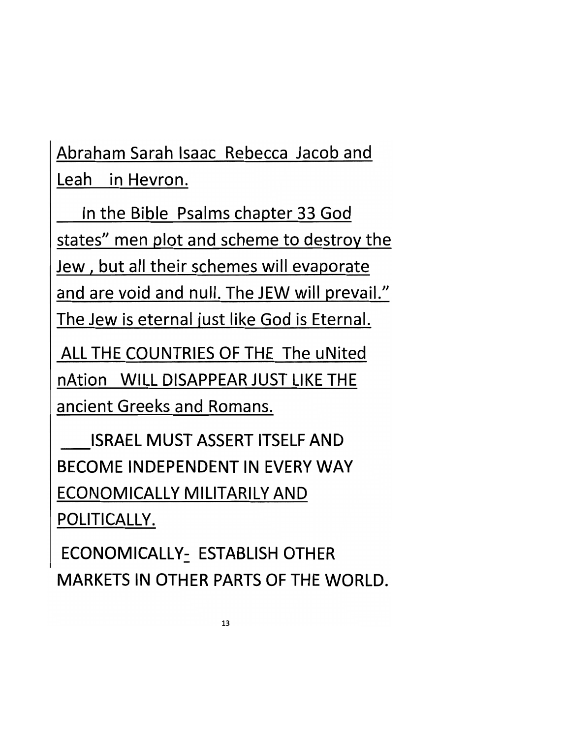Abraham Sarah Isaac Rebecca Jacob and Leah in Hevron.

In the Bible Psalms chapter 33 God states" men plot and scheme to destroy the Jew , but all their schemes will evaporate and are void and null. The JEW will prevail." The Jew is eternal just like God is Eternal.

ALL THE COUNTRIES OF THE The uNited nAtion WILL DISAPPEAR JUST LIKE THE ancient Greeks and Romans.

ISRAEL MUST ASSERT ITSELF AND BECOME INDEPENDENT IN EVERY WAY ECONOMICALLY MILITARILY AND POLITICALLY.

ECONOMICALLY- ESTABLISH OTHER MARKETS IN OTHER PARTS OF THE WORLD.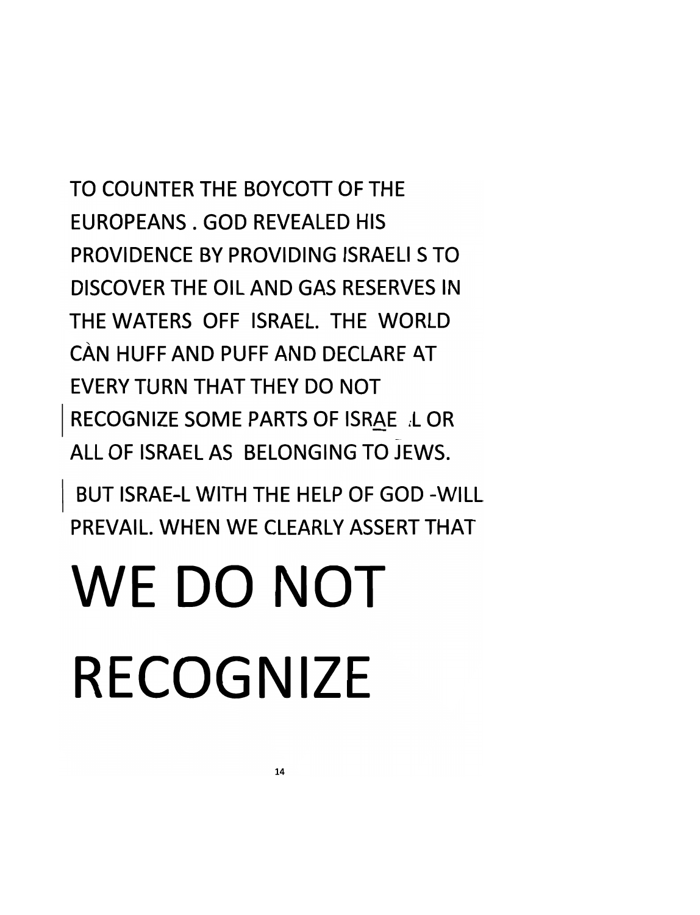TO COUNTER THE BOYCOTT OF THE EUROPEANS . GOD REVEALED HIS PROVIDENCE BY PROVIDING ISRAELI S TO DISCOVER THE OIL AND GAS RESERVES IN THE WATERS OFF ISRAEL. THE WORLD CÀN HUFF AND PUFF AND DECLARE AT EVERY TURN THAT THEY DO NOT RECOGNIZE SOME PARTS OF ISRAE L OR ALL OF ISRAEL AS BELONGING TO JEWS.

BUT ISRAE-L WITH THE HELP OF GOD -WILL PREVAIL. WHEN WE CLEARLY ASSERT THAT

# WE DO NOT RECOGNIZE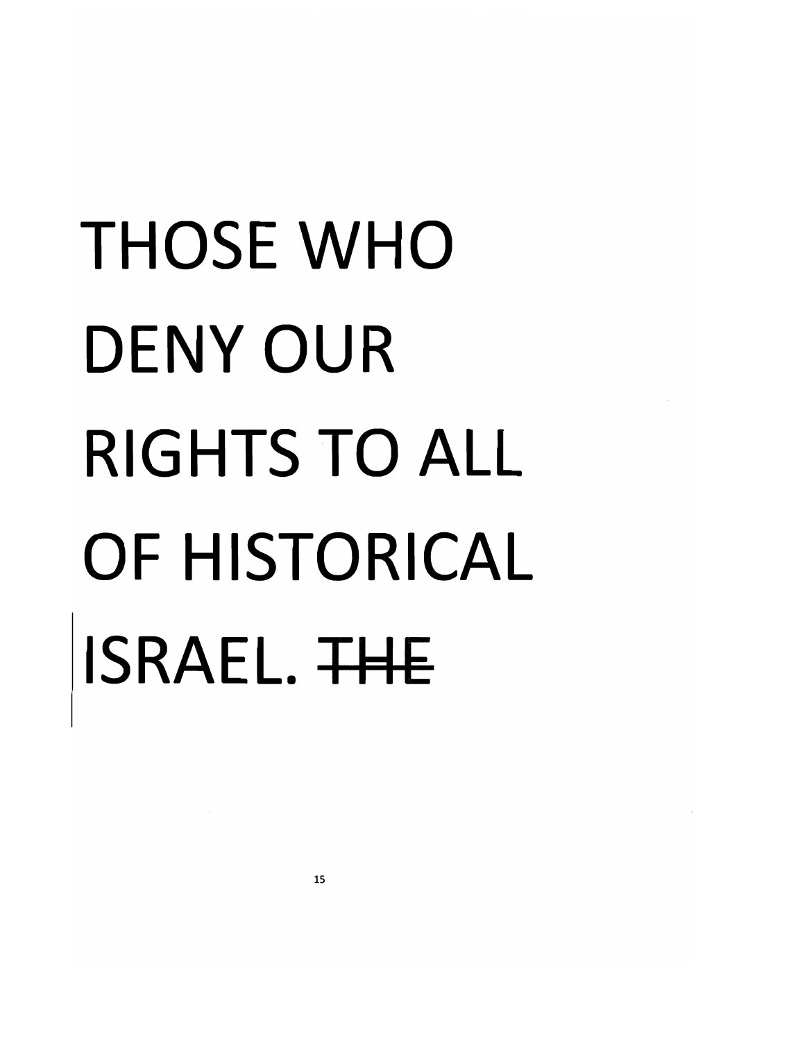THOSE WHO DENY OUR RIGHTS TO ALL OF HISTORICAL ISRAEL. ~~THE~~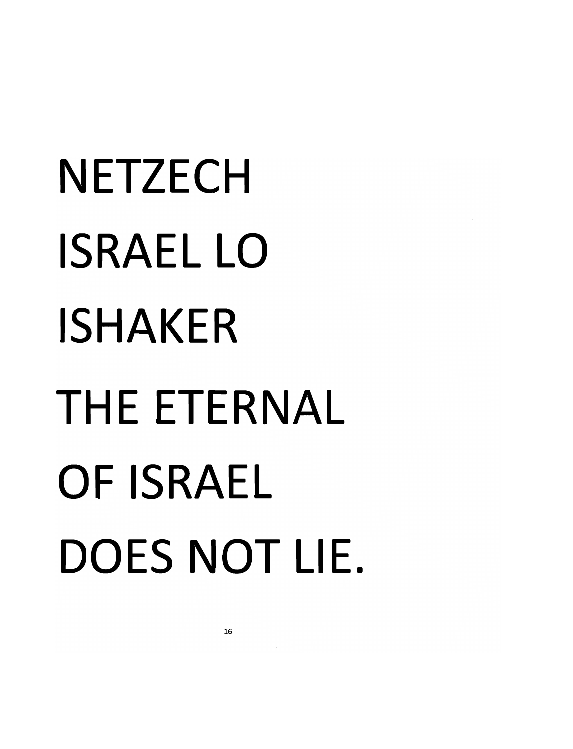NETZECH ISRAEL LO ISHAKER THE ETERNAL OF ISRAEL DOES NOT LIE.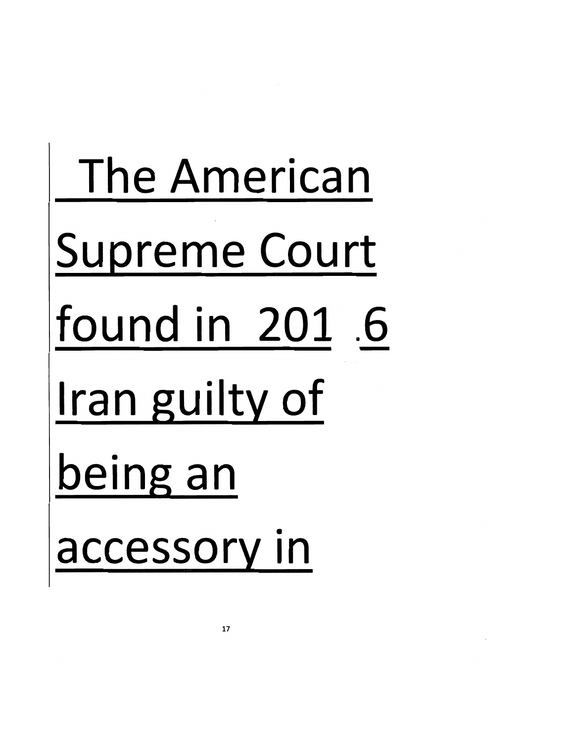The American Supreme Court found in 201 .6 Iran guilty of being an accessory in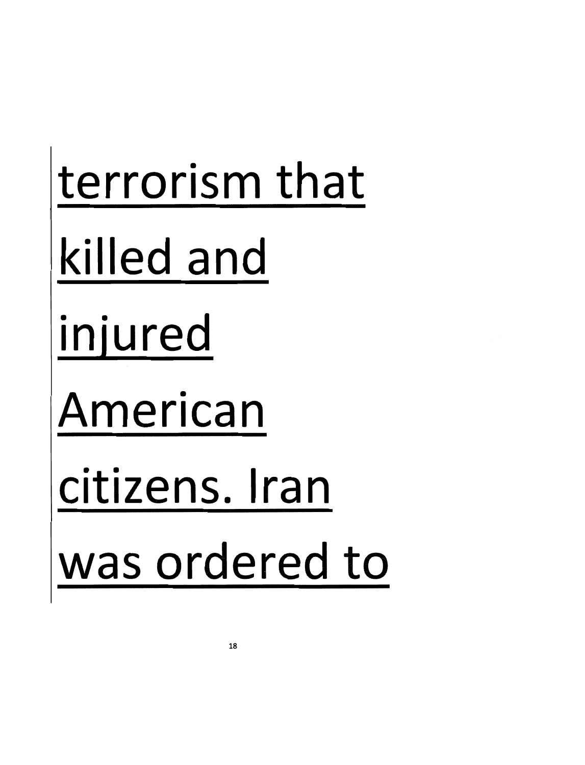terrorism that killed and injured American citizens. Iran was ordered to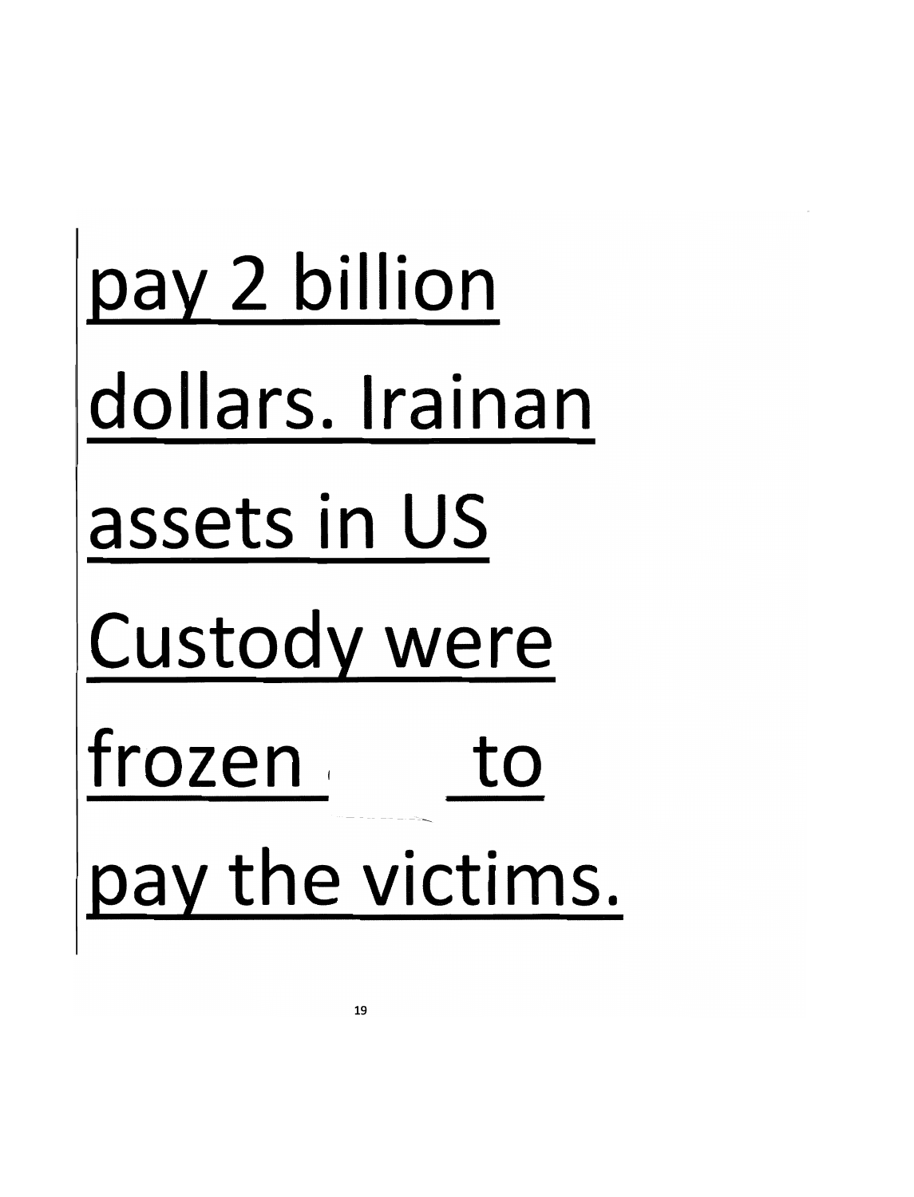pay 2 billion dollars. Irainan assets in US Custody were frozen to pay the victims.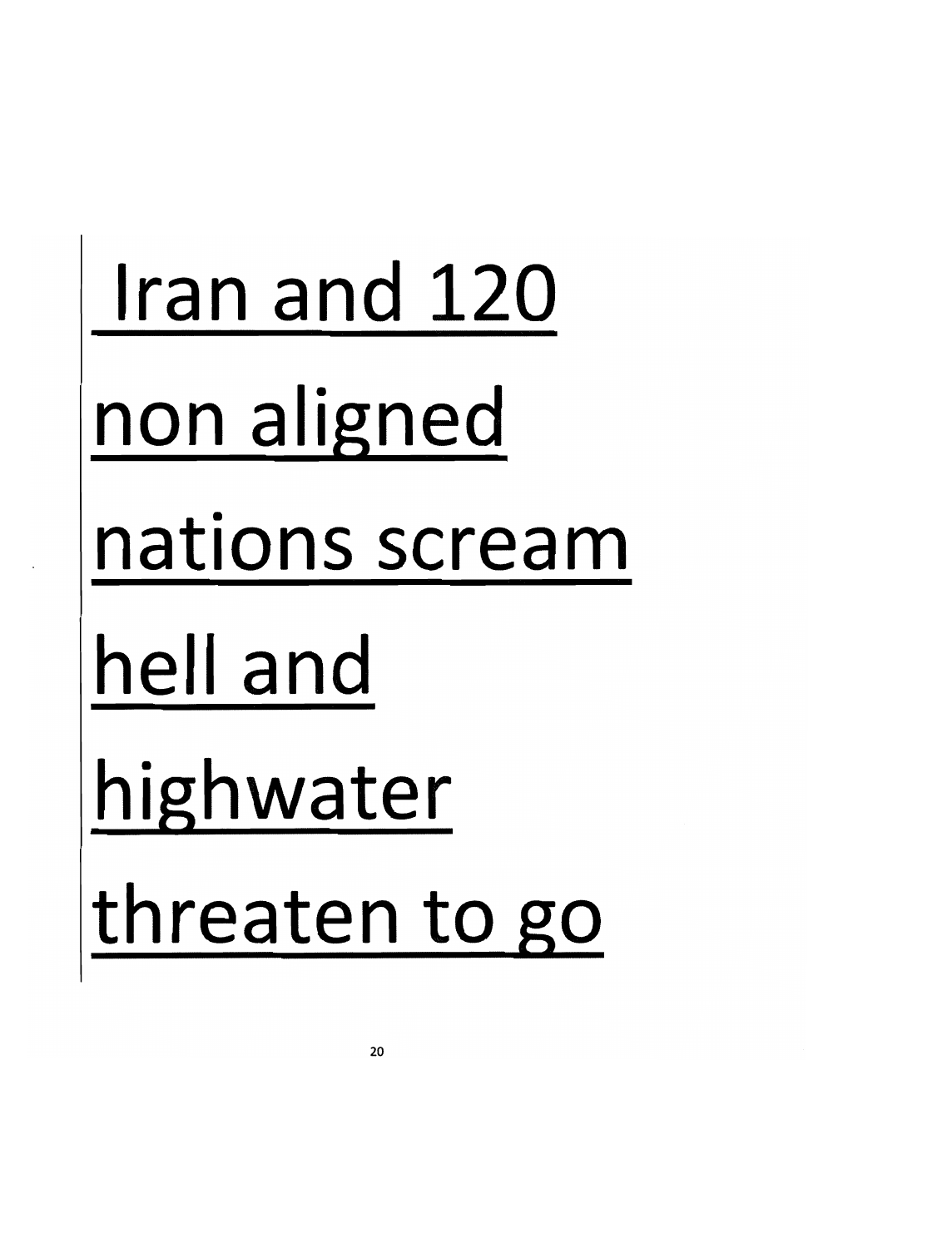Iran and 120 non aligned nations scream hell and highwater threaten to go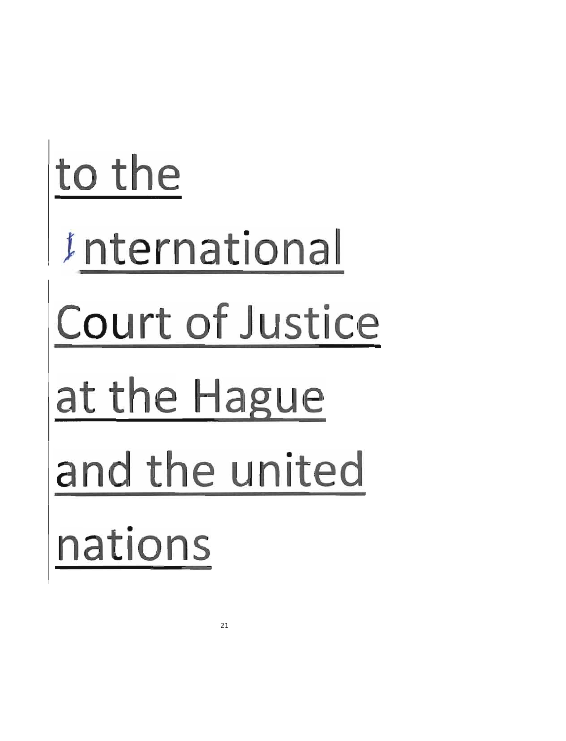to the

International

Court of Justice

at the Hague

and the united

nations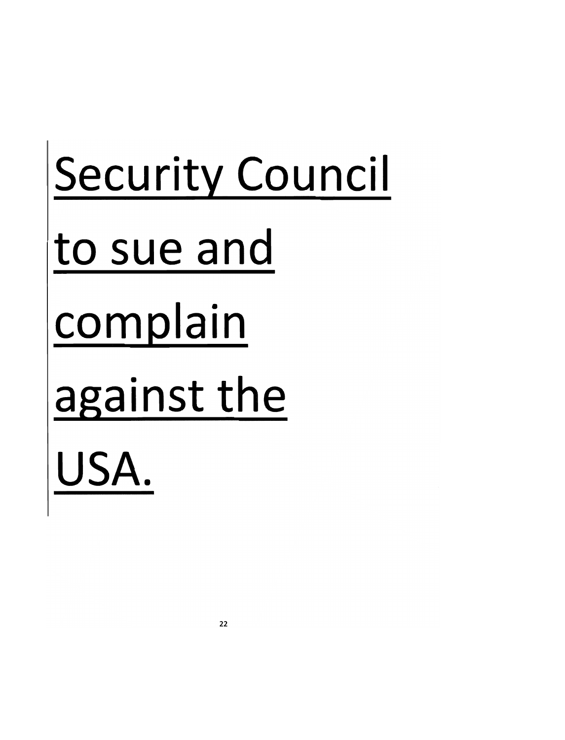<u>Security Council to sue and complain against the USA.</u>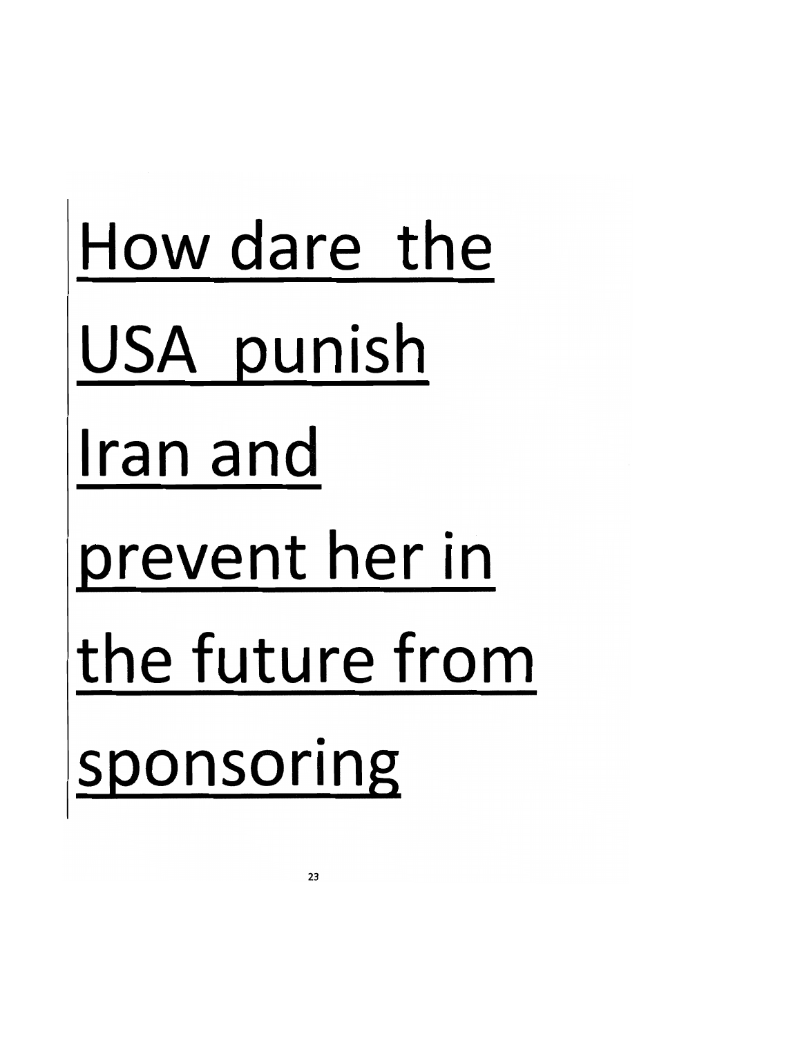<u>How dare the USA punish Iran and prevent her in the future from sponsoring</u>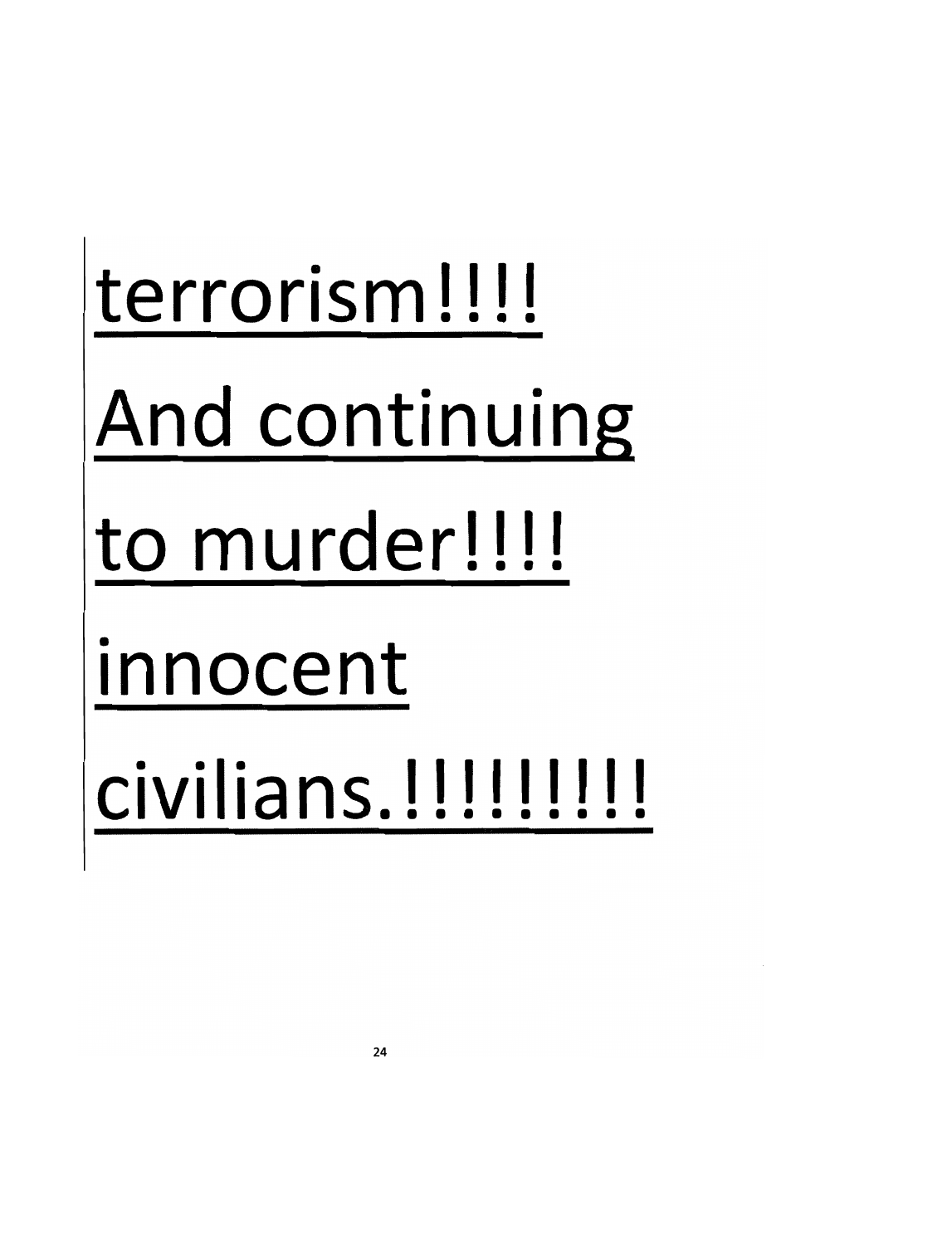<u>terrorism!!!!</u>
<u>And continuing</u>
<u>to murder!!!!</u>
<u>innocent</u>
<u>civilians.!!!!!!!!!</u>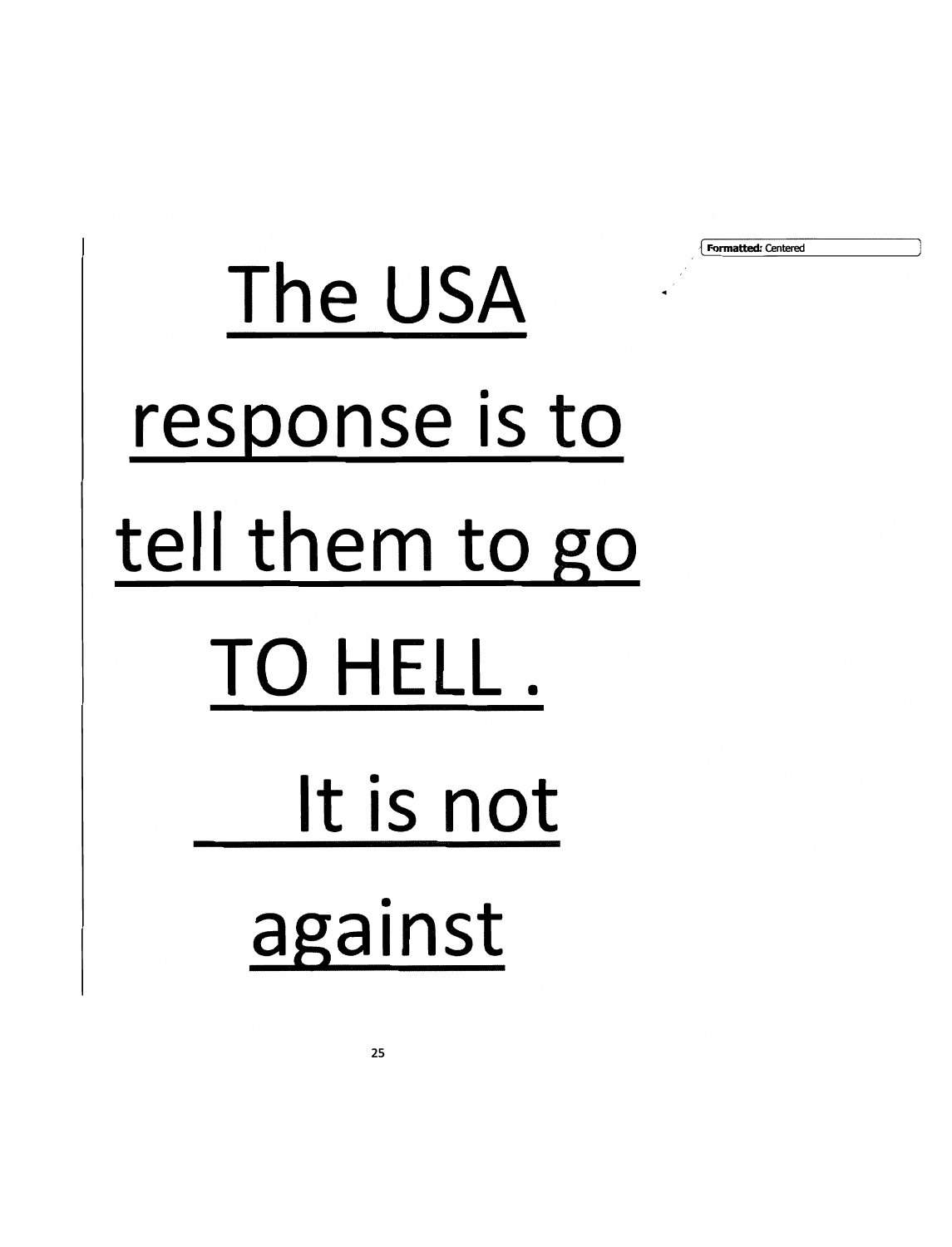The USA response is to tell them to go TO HELL . It is not against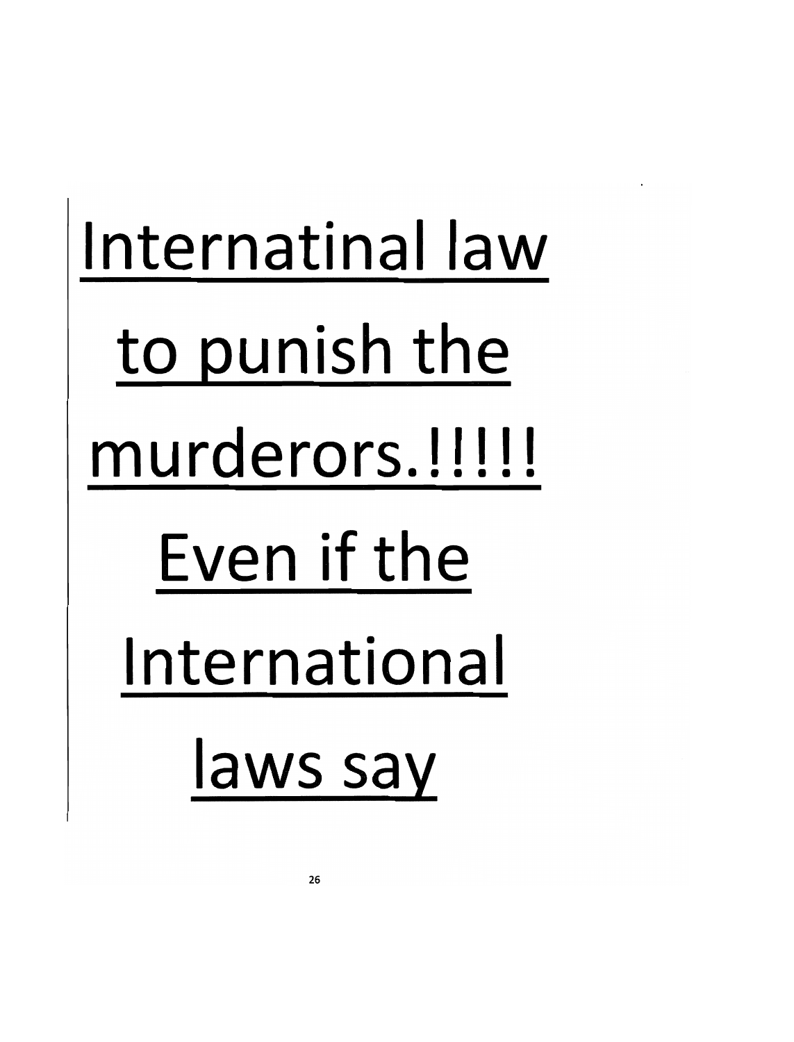<u>Internatinal law to punish the murderors.!!!!! Even if the International laws say</u>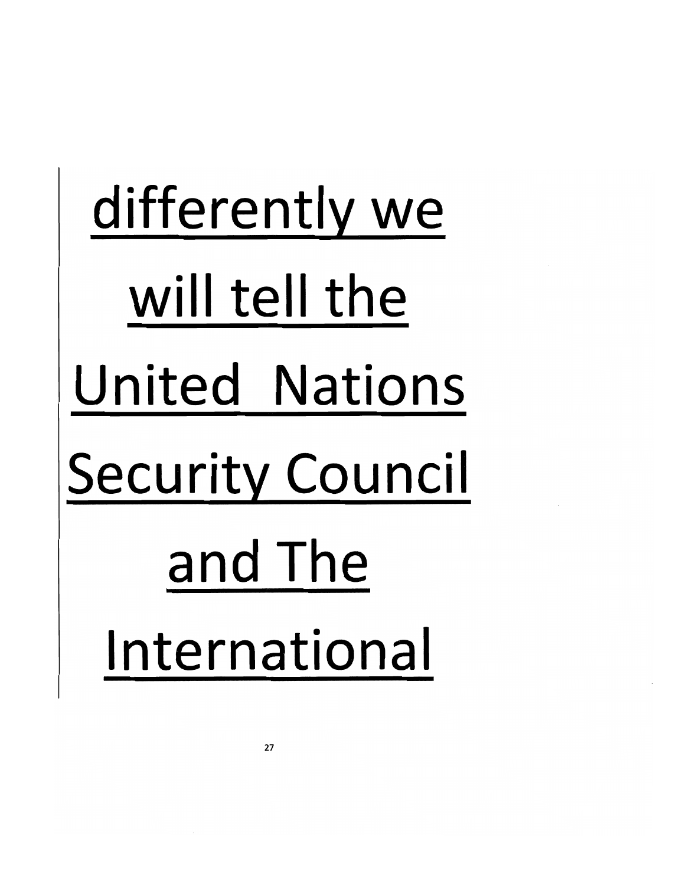<u>differently we</u>

<u>will tell the</u>

<u>United Nations</u>

<u>Security Council</u>

<u>and The</u>

<u>International</u>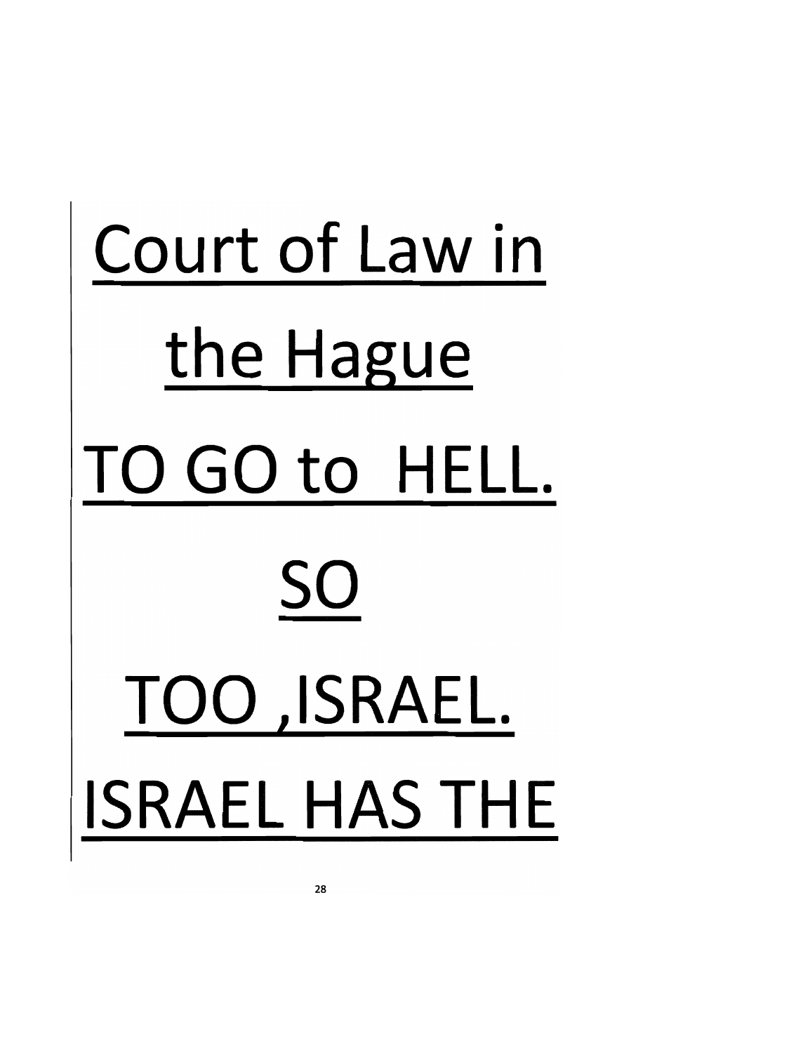Court of Law in

the Hague

TO GO to  HELL.

SO

TOO ,ISRAEL.

ISRAEL HAS THE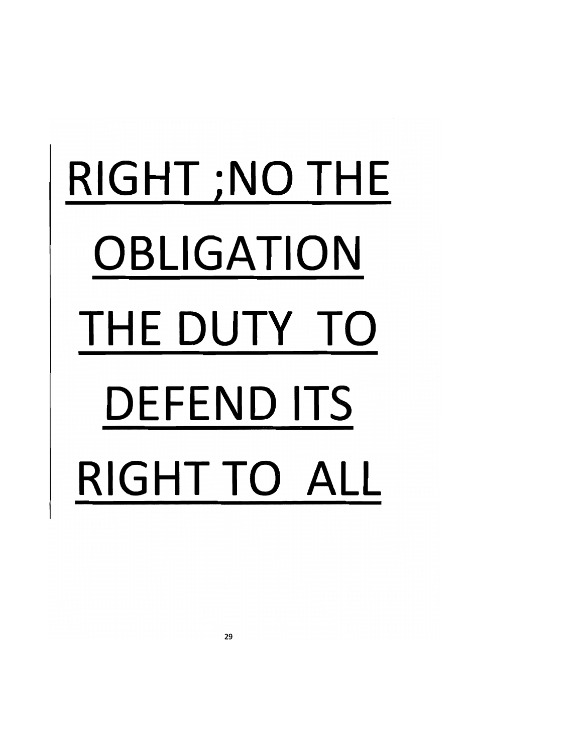RIGHT ;NO THE

OBLIGATION

THE DUTY TO

DEFEND ITS

RIGHT TO ALL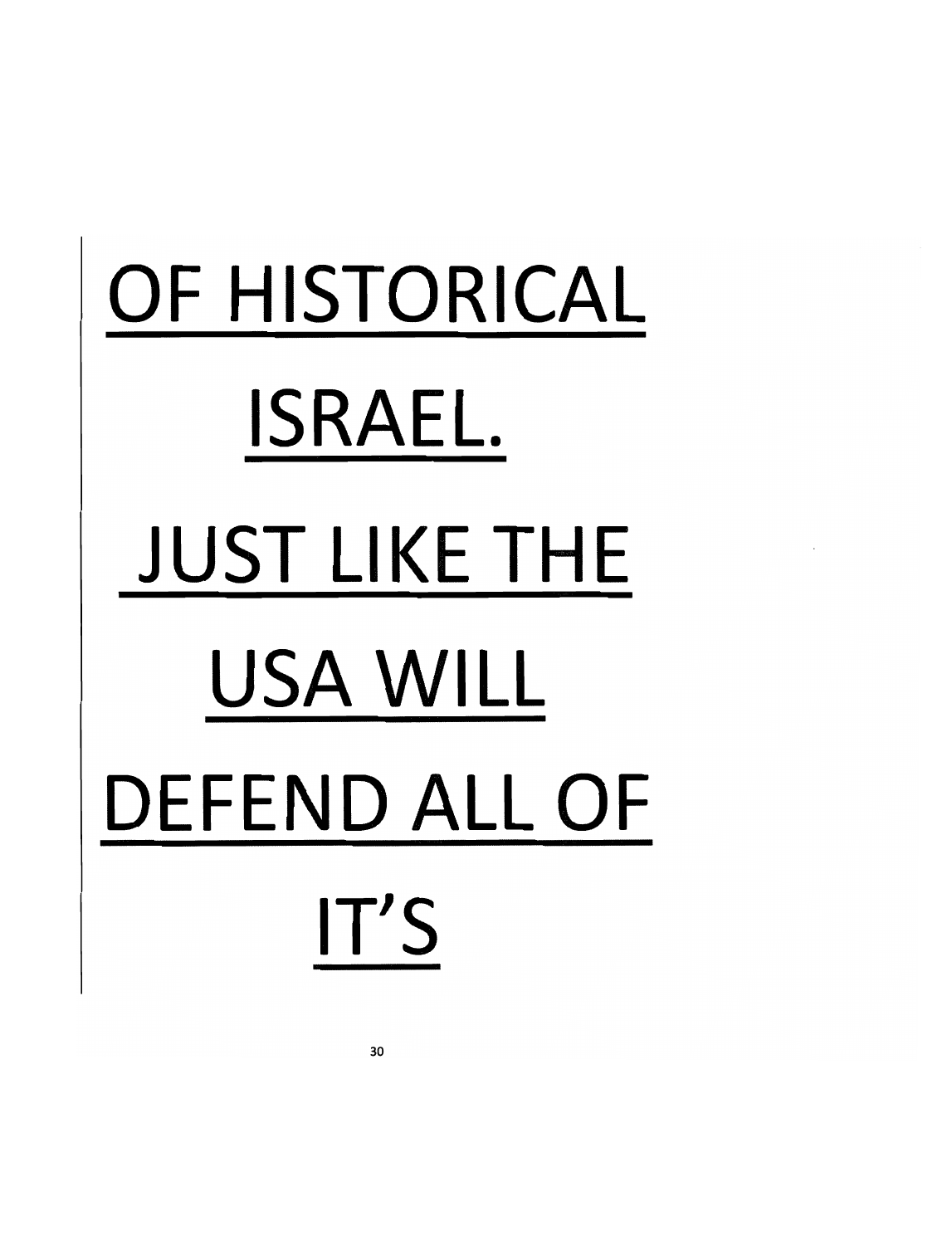<u>OF HISTORICAL</u>

<u>ISRAEL.</u>

<u>JUST LIKE THE</u>

<u>USA WILL</u>

<u>DEFEND ALL OF</u>

<u>IT'S</u>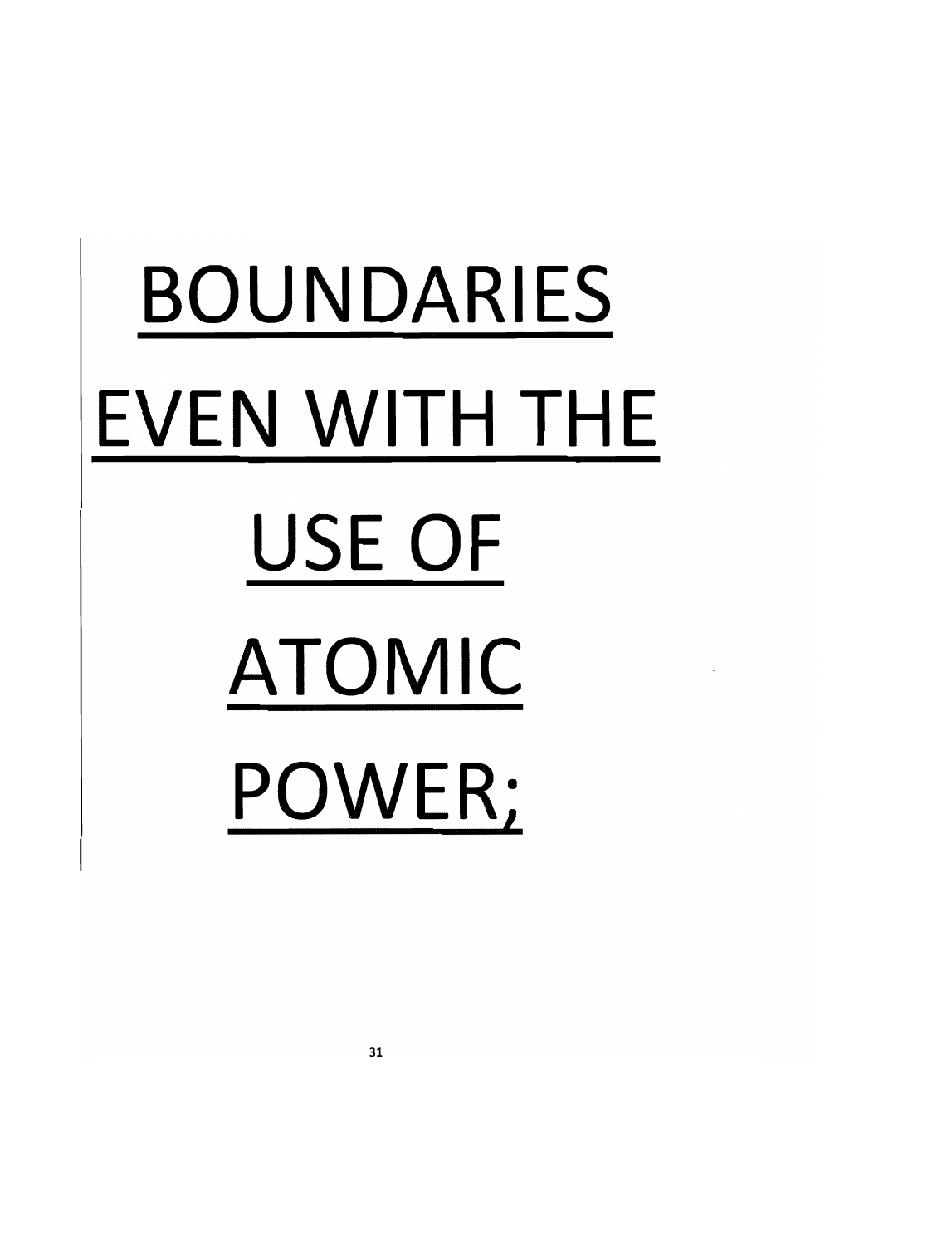<u>BOUNDARIES</u>

<u>EVEN WITH THE</u>

<u>USE OF</u>

<u>ATOMIC</u>

<u>POWER;</u>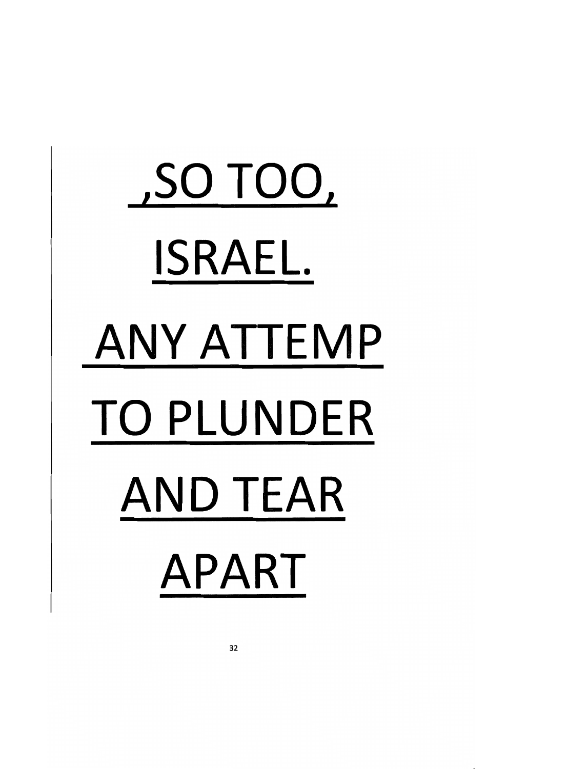,SO TOO,

ISRAEL.

ANY ATTEMP

TO PLUNDER

AND TEAR

APART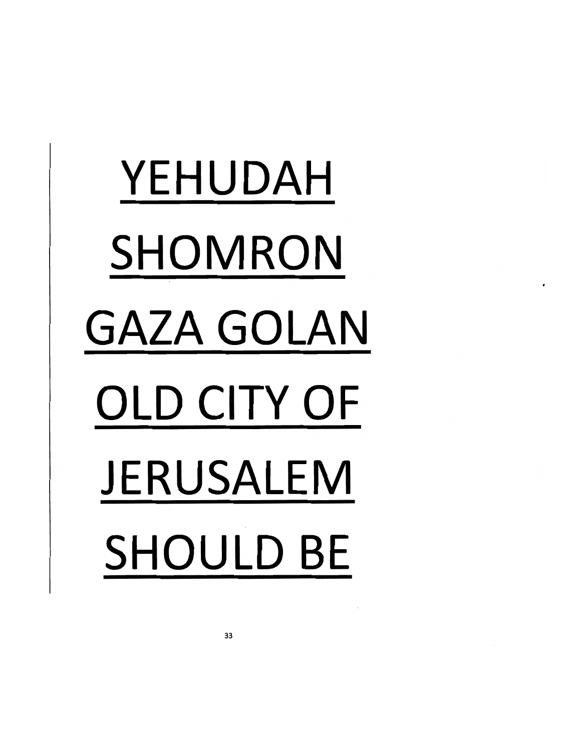<u>YEHUDAH</u>

<u>SHOMRON</u>

<u>GAZA GOLAN</u>

<u>OLD CITY OF</u>

<u>JERUSALEM</u>

<u>SHOULD BE</u>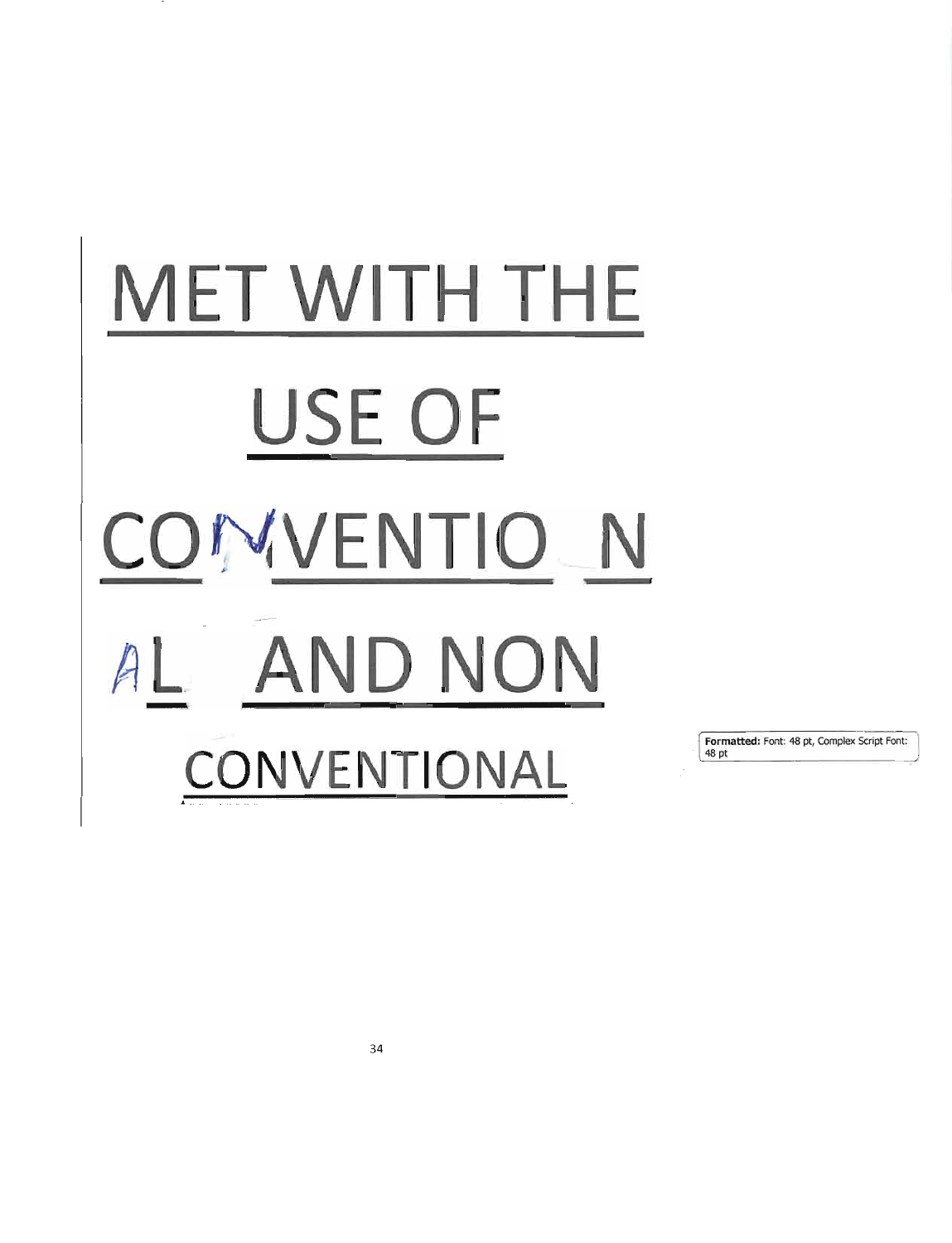# MET WITH THE USE OF CONVENTIONAL AND NON CONVENTIONAL

Formatted: Font: 48 pt, Complex Script Font: 48 pt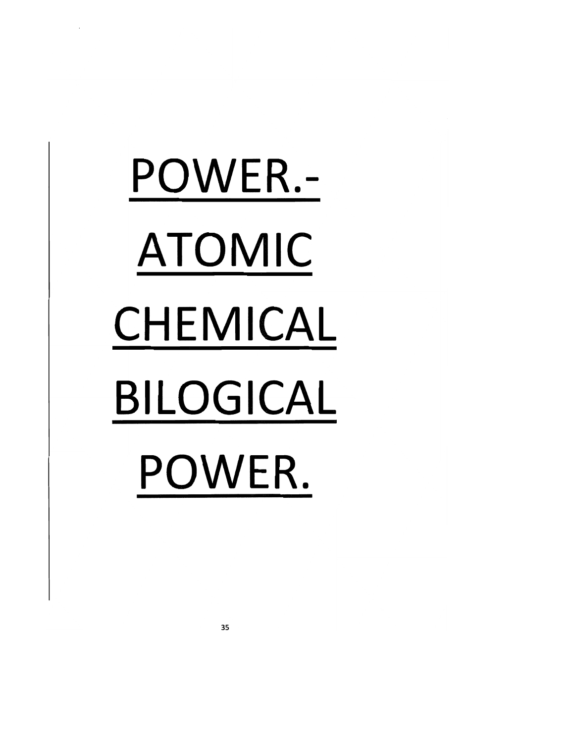# POWER.-

# ATOMIC

# CHEMICAL

# BILOGICAL

# POWER.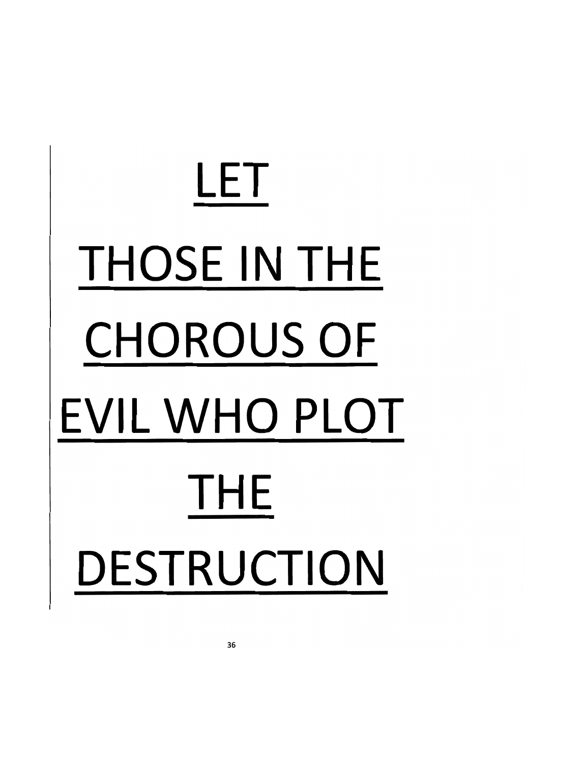<u>LET</u>

<u>THOSE IN THE</u>

<u>CHOROUS OF</u>

<u>EVIL WHO PLOT</u>

<u>THE</u>

<u>DESTRUCTION</u>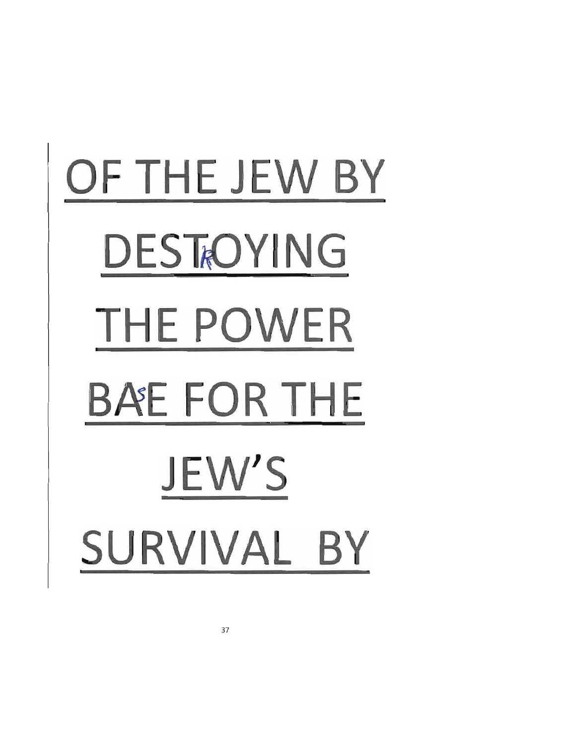OF THE JEW BY

DESTROYING

THE POWER

BASE FOR THE

JEW'S

SURVIVAL BY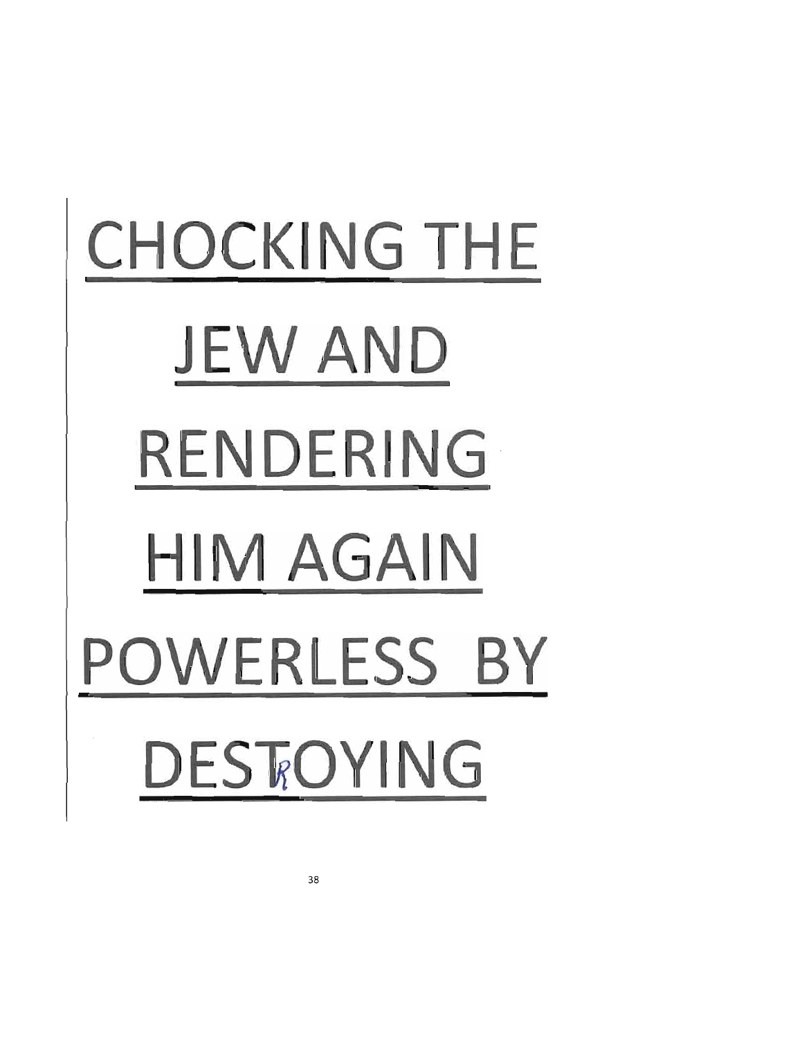# CHOCKING THE JEW AND RENDERING HIM AGAIN POWERLESS BY DESTROYING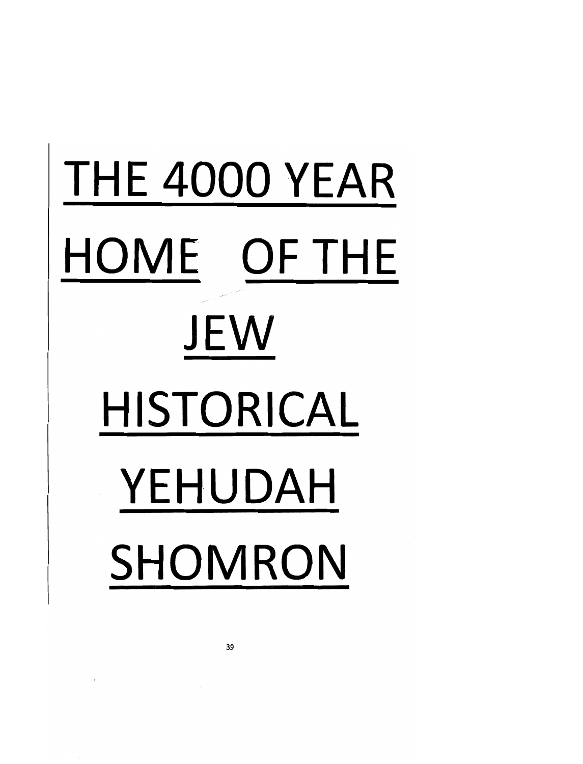# THE 4000 YEAR HOME OF THE JEW

# HISTORICAL YEHUDAH SHOMRON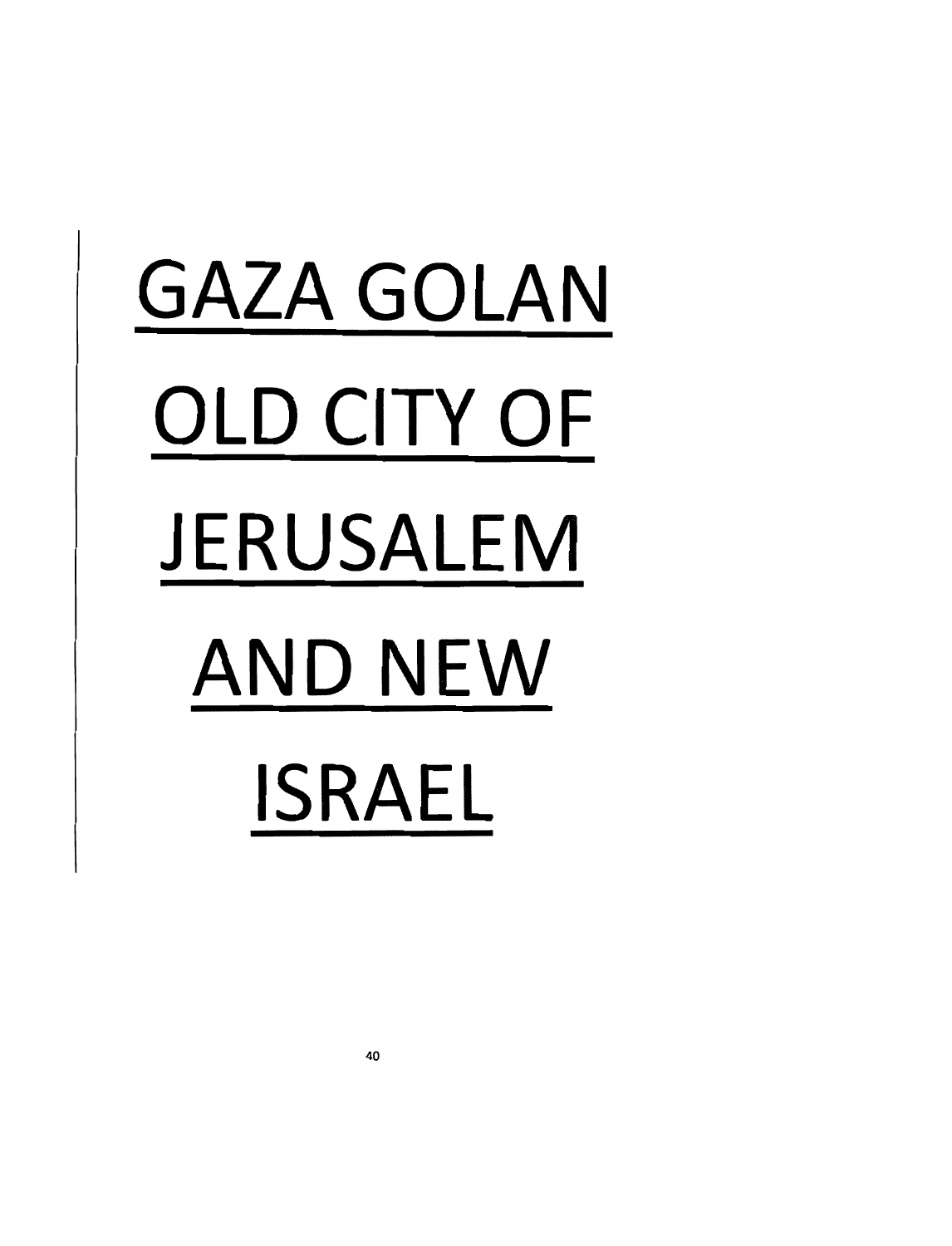# GAZA GOLAN OLD CITY OF JERUSALEM AND NEW ISRAEL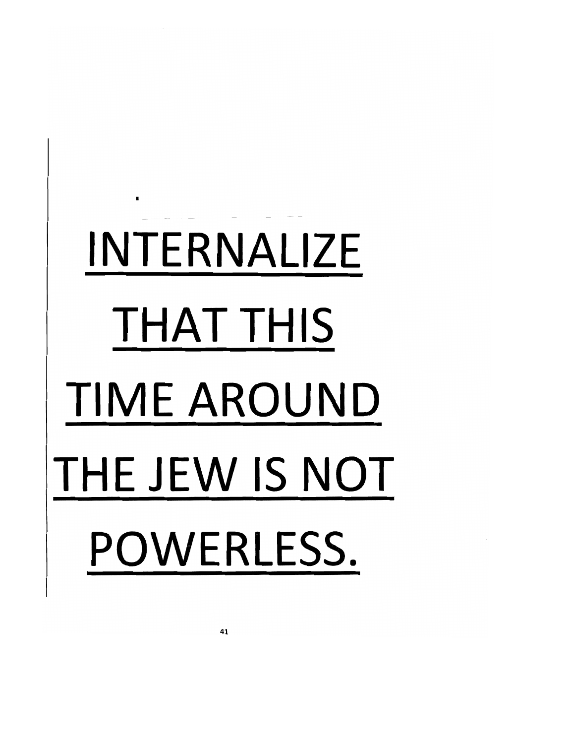**<u>INTERNALIZE THAT THIS TIME AROUND THE JEW IS NOT POWERLESS.</u>**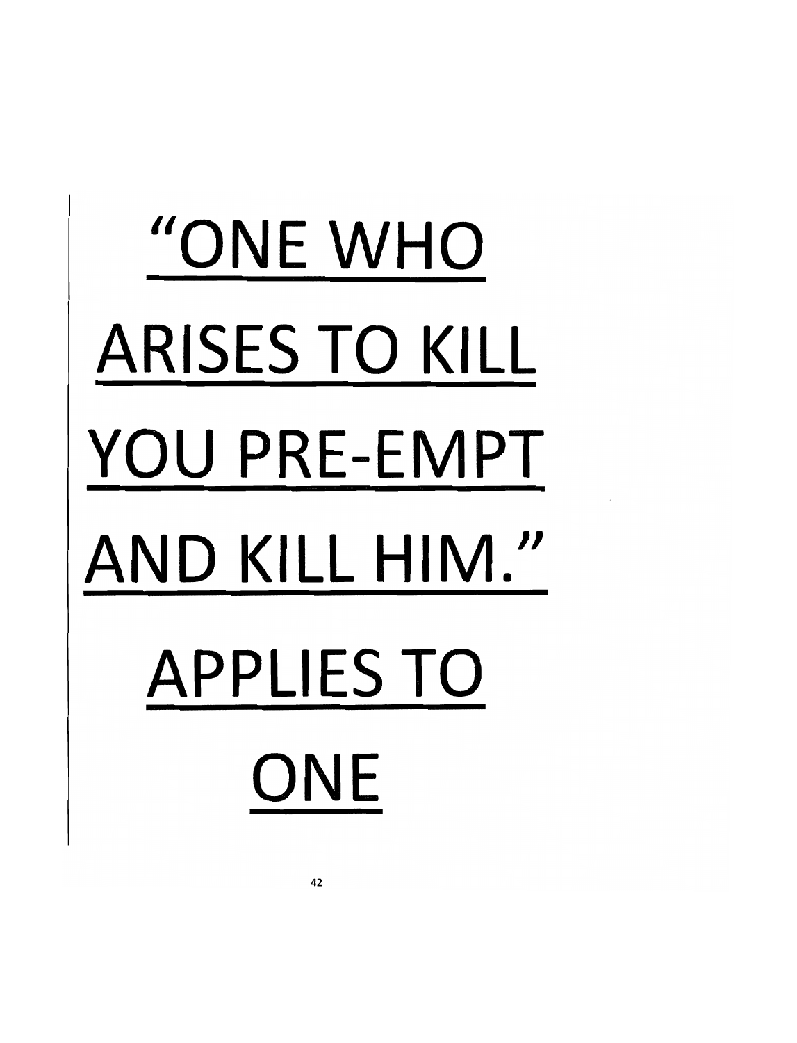<u>“ONE WHO ARISES TO KILL YOU PRE-EMPT AND KILL HIM.” APPLIES TO ONE</u>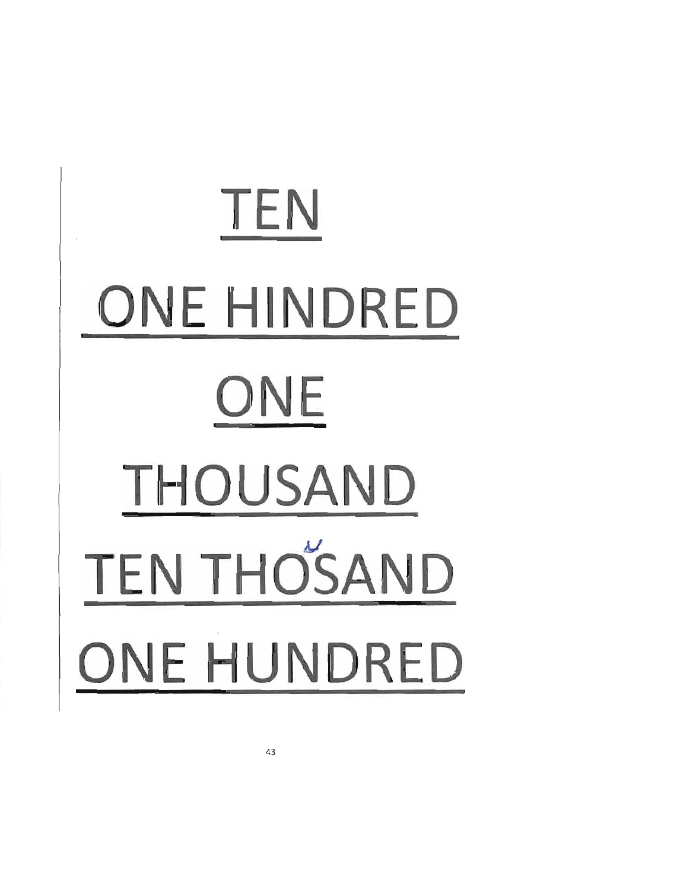<u>TEN</u>

<u>ONE HINDRED</u>

<u>ONE</u>

<u>THOUSAND</u>

<u>TEN THOSAND</u>

<u>ONE HUNDRED</u>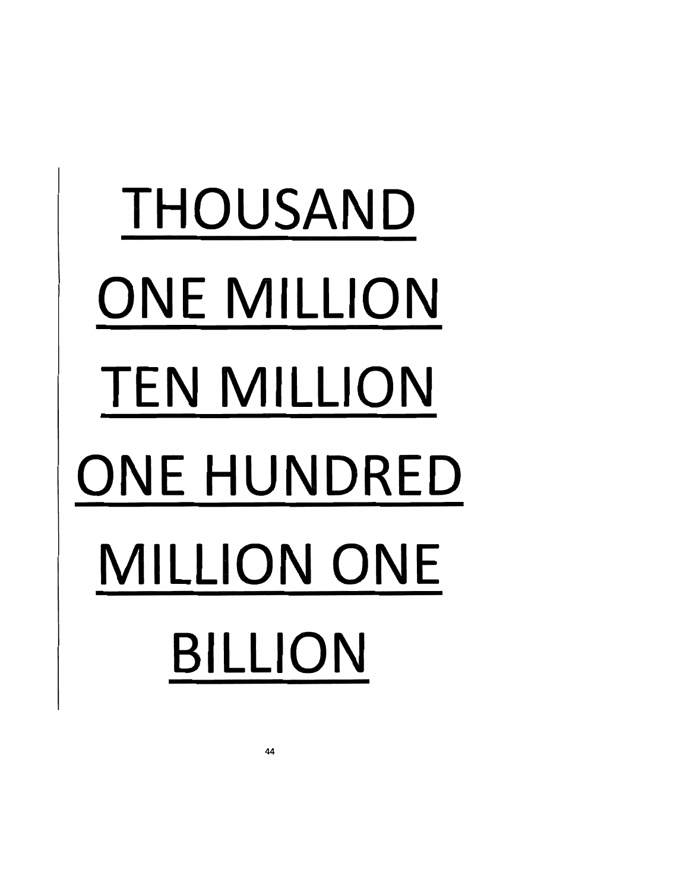<u>THOUSAND</u>

<u>ONE MILLION</u>

<u>TEN MILLION</u>

<u>ONE HUNDRED</u>

<u>MILLION ONE</u>

<u>BILLION</u>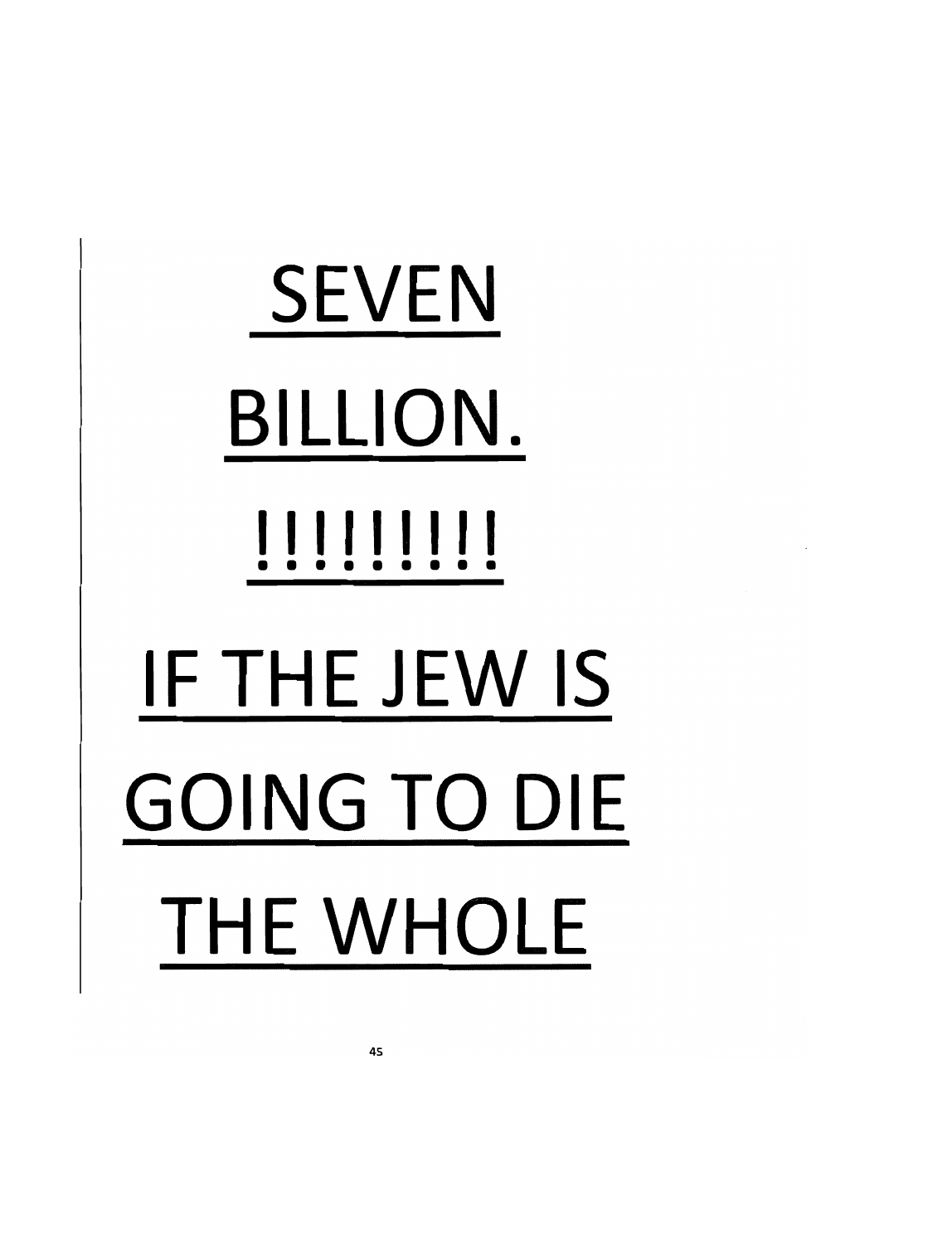SEVEN

BILLION.

!!!!!!!!!

IF THE JEW IS

GOING TO DIE

THE WHOLE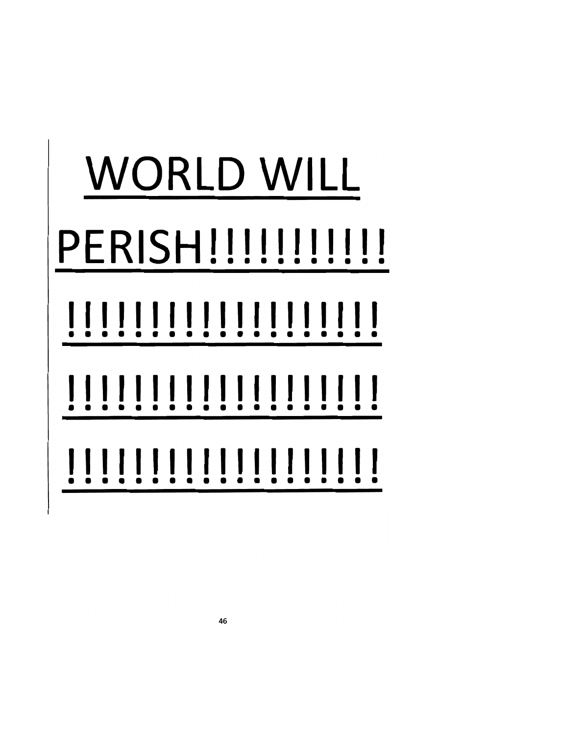WORLD WILL

PERISH!!!!!!!!!!!

!!!!!!!!!!!!!!!!!!!

!!!!!!!!!!!!!!!!!!!

!!!!!!!!!!!!!!!!!!!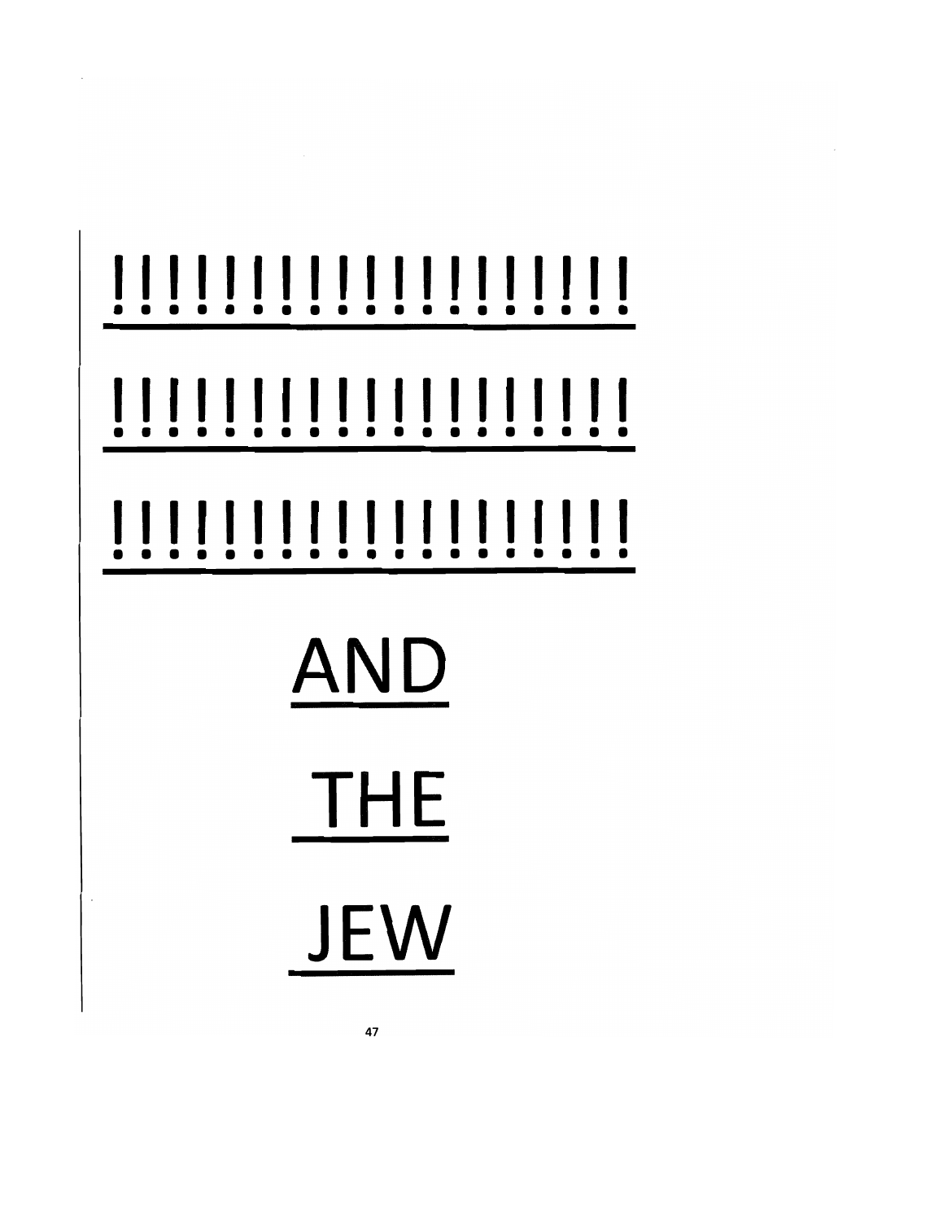!!!!!!!!!!!!!!!!!!!!

!!!!!!!!!!!!!!!!!!!!

!!!!!!!!!!!!!!!!!!!!

# AND

# THE

# JEW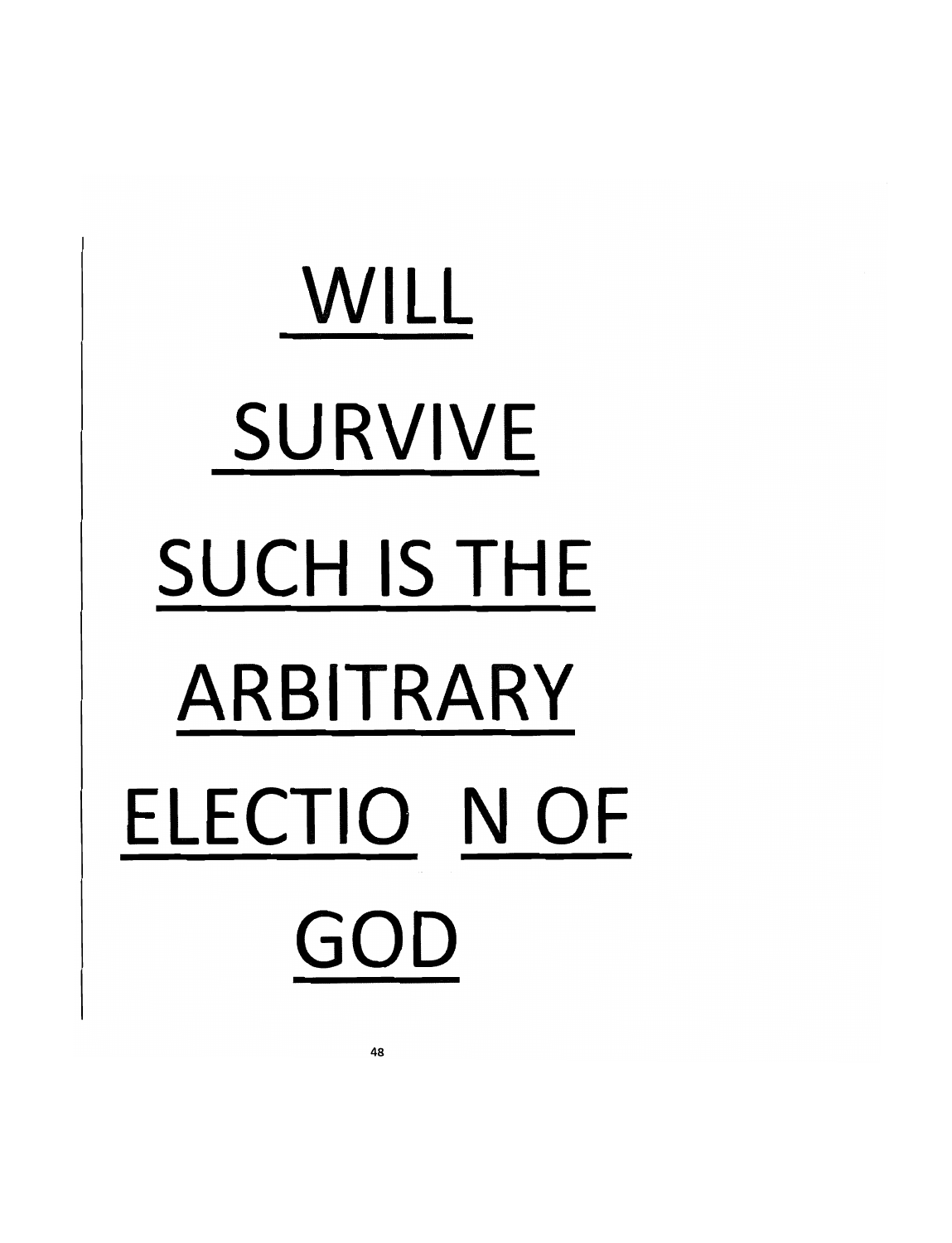WILL

SURVIVE

SUCH IS THE

ARBITRARY

ELECTIO N OF

GOD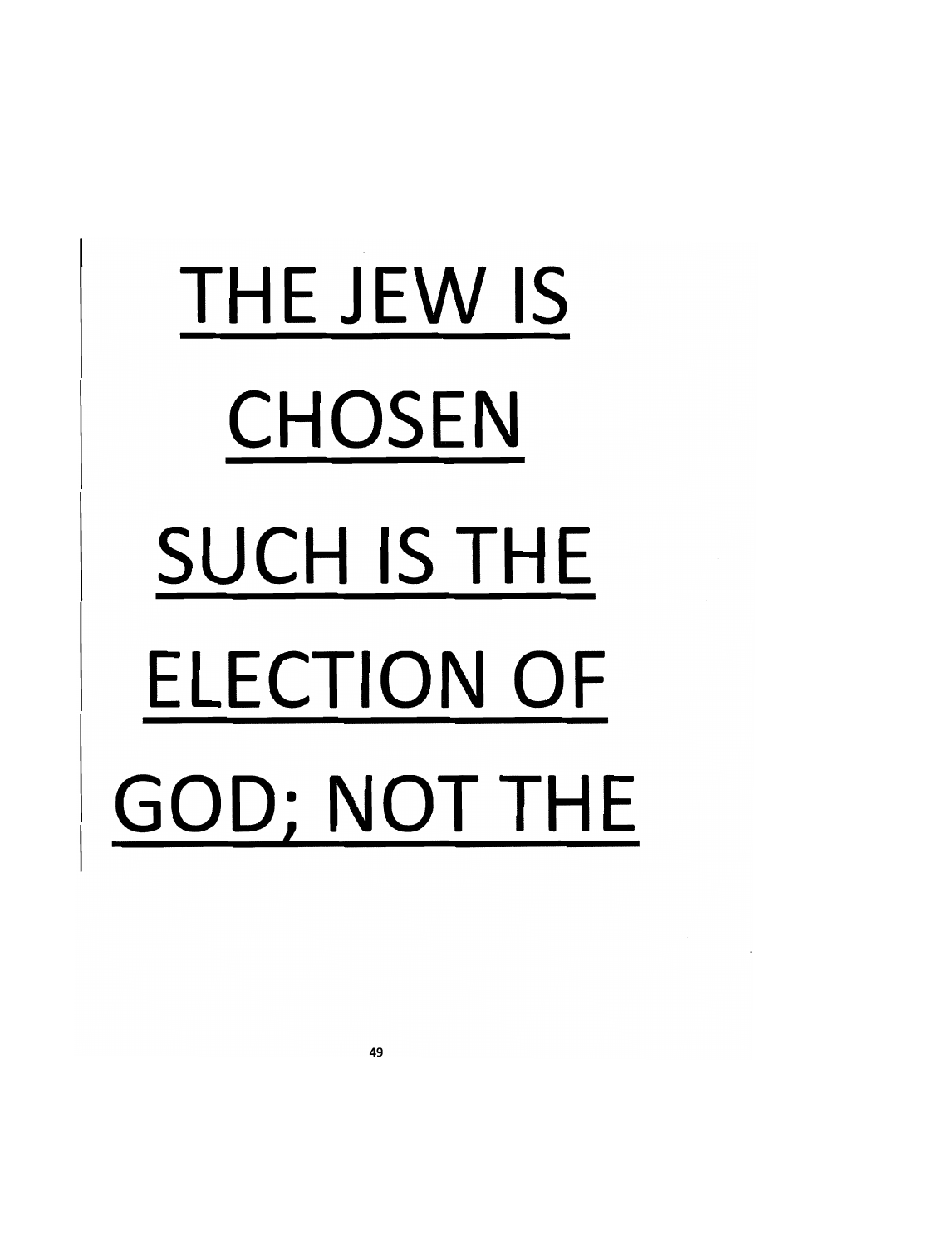<u>THE JEW IS</u>

<u>CHOSEN</u>

<u>SUCH IS THE</u>

<u>ELECTION OF</u>

<u>GOD; NOT THE</u>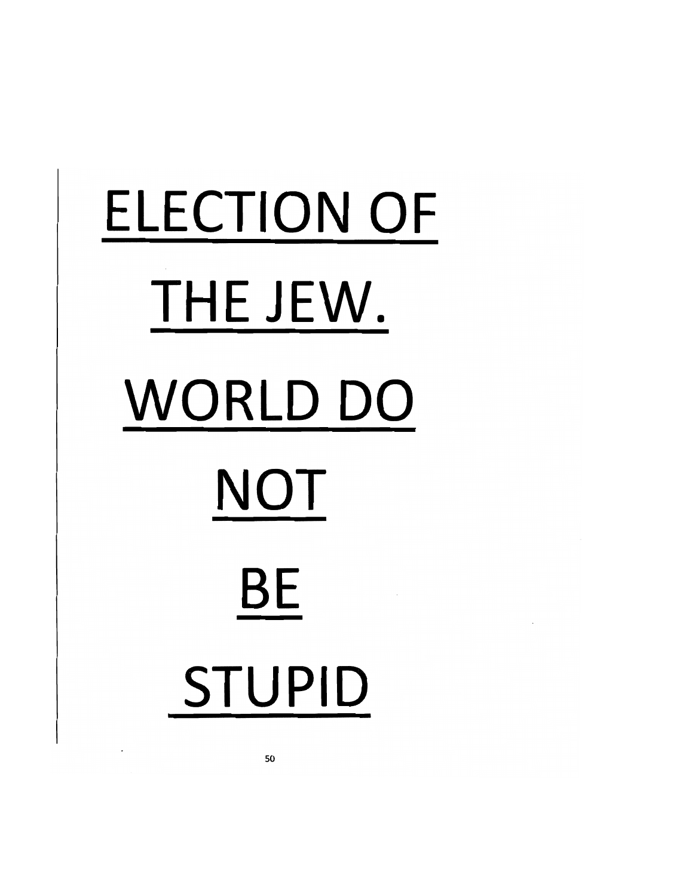# ELECTION OF THE JEW. WORLD DO NOT BE STUPID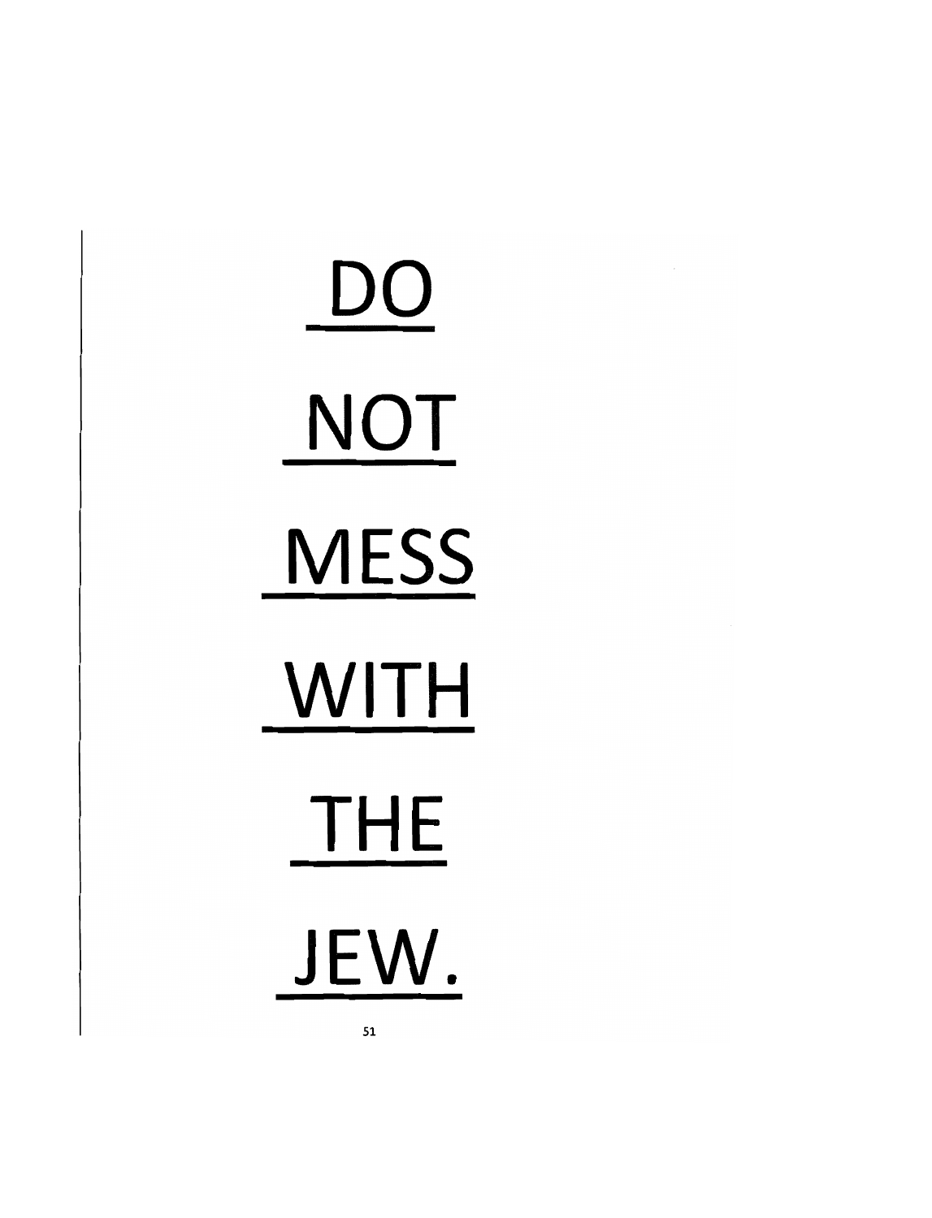<u>DO</u>

<u>NOT</u>

<u>MESS</u>

<u>WITH</u>

<u>THE</u>

<u>JEW.</u>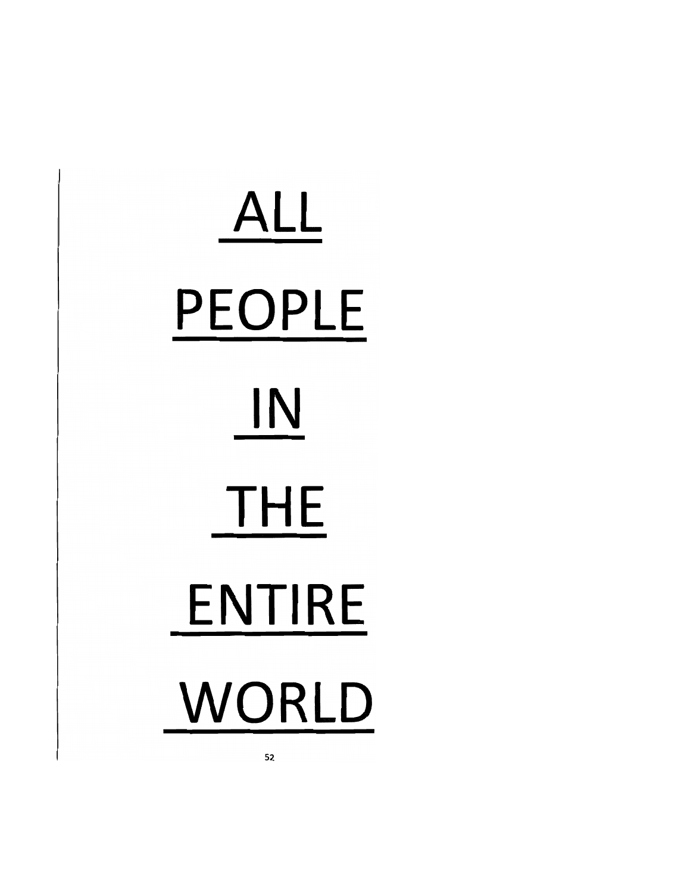<u>ALL</u>

<u>PEOPLE</u>

<u>IN</u>

<u>THE</u>

<u>ENTIRE</u>

<u>WORLD</u>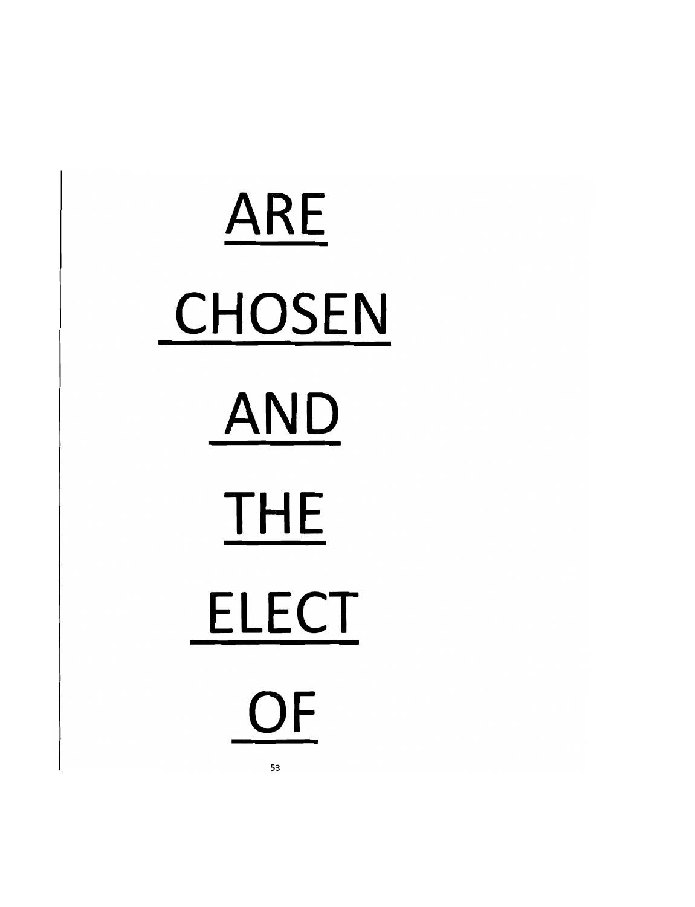<u>ARE</u>

<u>CHOSEN</u>

<u>AND</u>

<u>THE</u>

<u>ELECT</u>

<u>OF</u>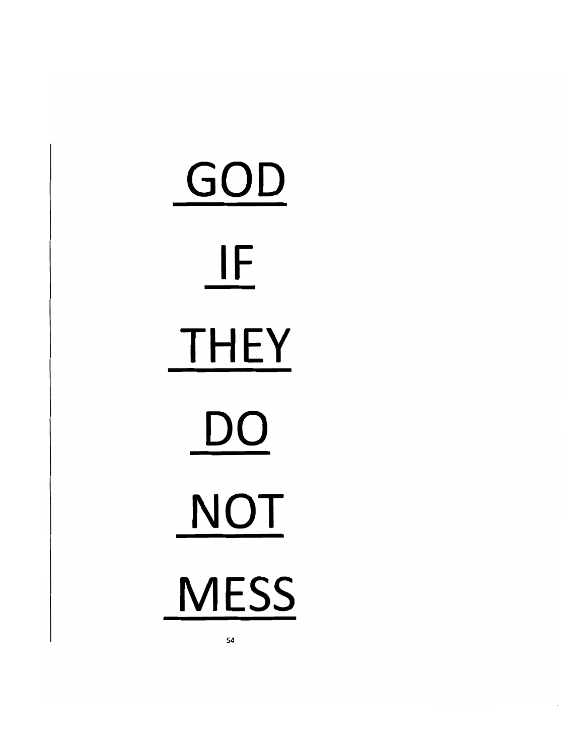<u>GOD</u>

<u>IF</u>

<u>THEY</u>

<u>DO</u>

<u>NOT</u>

<u>MESS</u>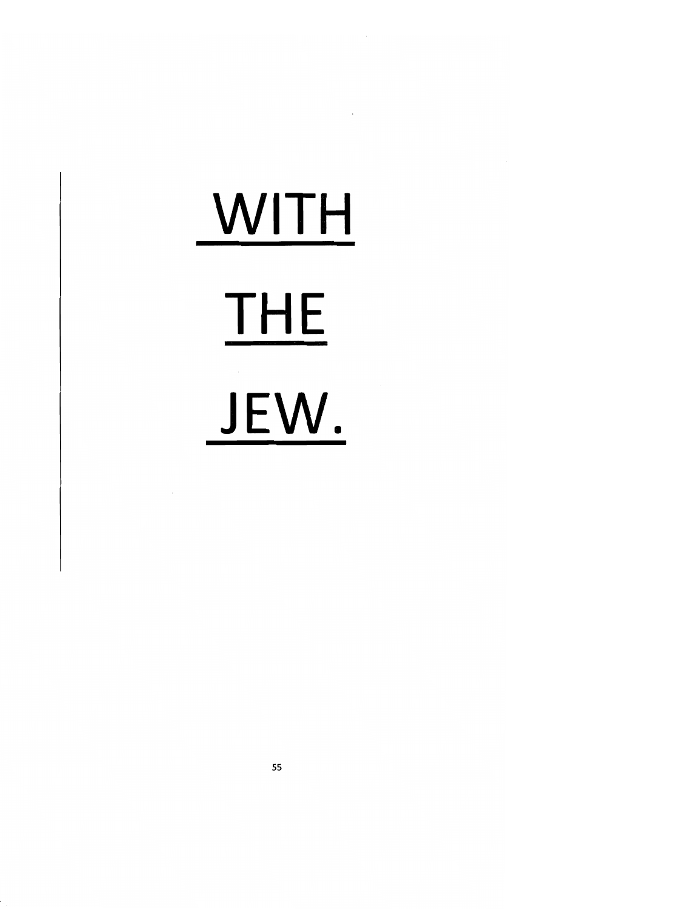<u>WITH</u>

<u>THE</u>

<u>JEW.</u>